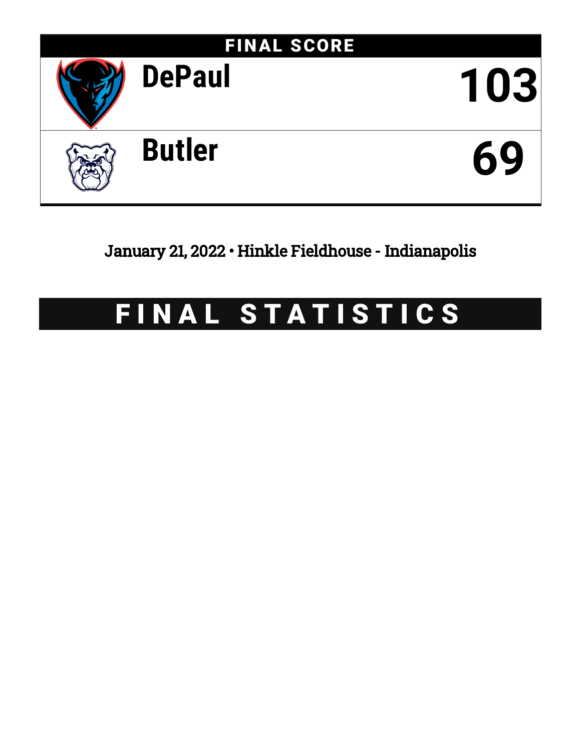## FINAL SCORE

| Team | Score |
| --- | --- |
| DePaul | 103 |
| Butler | 69 |

January 21, 2022 • Hinkle Fieldhouse - Indianapolis

# FINAL STATISTICS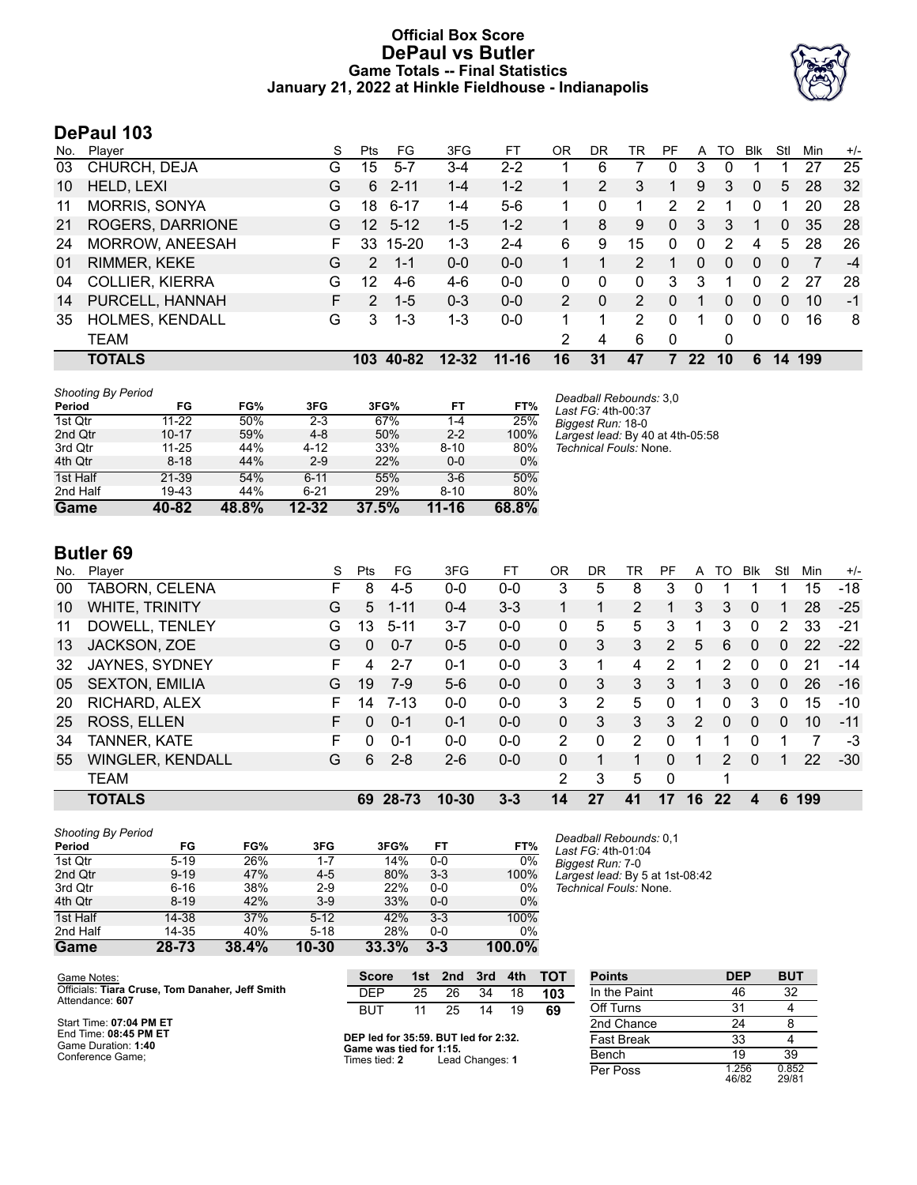# Official Box Score
# DePaul vs Butler
## Game Totals -- Final Statistics
### January 21, 2022 at Hinkle Fieldhouse - Indianapolis

## DePaul 103

| No. | Player | S | Pts | FG | 3FG | FT | OR | DR | TR | PF | A | TO | Blk | Stl | Min | +/- |
|---|---|---|---|---|---|---|---|---|---|---|---|---|---|---|---|---|
| 03 | CHURCH, DEJA | G | 15 | 5-7 | 3-4 | 2-2 | 1 | 6 | 7 | 0 | 3 | 0 | 1 | 1 | 27 | 25 |
| 10 | HELD, LEXI | G | 6 | 2-11 | 1-4 | 1-2 | 1 | 2 | 3 | 1 | 9 | 3 | 0 | 5 | 28 | 32 |
| 11 | MORRIS, SONYA | G | 18 | 6-17 | 1-4 | 5-6 | 1 | 0 | 1 | 2 | 2 | 1 | 0 | 1 | 20 | 28 |
| 21 | ROGERS, DARRIONE | G | 12 | 5-12 | 1-5 | 1-2 | 1 | 8 | 9 | 0 | 3 | 3 | 1 | 0 | 35 | 28 |
| 24 | MORROW, ANEESAH | F | 33 | 15-20 | 1-3 | 2-4 | 6 | 9 | 15 | 0 | 0 | 2 | 4 | 5 | 28 | 26 |
| 01 | RIMMER, KEKE | G | 2 | 1-1 | 0-0 | 0-0 | 1 | 1 | 2 | 1 | 0 | 0 | 0 | 0 | 7 | -4 |
| 04 | COLLIER, KIERRA | G | 12 | 4-6 | 4-6 | 0-0 | 0 | 0 | 0 | 3 | 3 | 1 | 0 | 2 | 27 | 28 |
| 14 | PURCELL, HANNAH | F | 2 | 1-5 | 0-3 | 0-0 | 2 | 0 | 2 | 0 | 1 | 0 | 0 | 0 | 10 | -1 |
| 35 | HOLMES, KENDALL | G | 3 | 1-3 | 1-3 | 0-0 | 1 | 1 | 2 | 0 | 1 | 0 | 0 | 0 | 16 | 8 |
| | TEAM | | | | | | 2 | 4 | 6 | 0 | | 0 | | | | |
| | **TOTALS** | | **103** | **40-82** | **12-32** | **11-16** | **16** | **31** | **47** | **7** | **22** | **10** | **6** | **14** | **199** | |

*Shooting By Period*

| Period | FG | FG% | 3FG | 3FG% | FT | FT% |
|---|---|---|---|---|---|---|
| 1st Qtr | 11-22 | 50% | 2-3 | 67% | 1-4 | 25% |
| 2nd Qtr | 10-17 | 59% | 4-8 | 50% | 2-2 | 100% |
| 3rd Qtr | 11-25 | 44% | 4-12 | 33% | 8-10 | 80% |
| 4th Qtr | 8-18 | 44% | 2-9 | 22% | 0-0 | 0% |
| 1st Half | 21-39 | 54% | 6-11 | 55% | 3-6 | 50% |
| 2nd Half | 19-43 | 44% | 6-21 | 29% | 8-10 | 80% |
| **Game** | **40-82** | **48.8%** | **12-32** | **37.5%** | **11-16** | **68.8%** |

*Deadball Rebounds:* 3,0
*Last FG:* 4th-00:37
*Biggest Run:* 18-0
*Largest lead:* By 40 at 4th-05:58
*Technical Fouls:* None.

## Butler 69

| No. | Player | S | Pts | FG | 3FG | FT | OR | DR | TR | PF | A | TO | Blk | Stl | Min | +/- |
|---|---|---|---|---|---|---|---|---|---|---|---|---|---|---|---|---|
| 00 | TABORN, CELENA | F | 8 | 4-5 | 0-0 | 0-0 | 3 | 5 | 8 | 3 | 0 | 1 | 1 | 1 | 15 | -18 |
| 10 | WHITE, TRINITY | G | 5 | 1-11 | 0-4 | 3-3 | 1 | 1 | 2 | 1 | 3 | 3 | 0 | 1 | 28 | -25 |
| 11 | DOWELL, TENLEY | G | 13 | 5-11 | 3-7 | 0-0 | 0 | 5 | 5 | 3 | 1 | 3 | 0 | 2 | 33 | -21 |
| 13 | JACKSON, ZOE | G | 0 | 0-7 | 0-5 | 0-0 | 0 | 3 | 3 | 2 | 5 | 6 | 0 | 0 | 22 | -22 |
| 32 | JAYNES, SYDNEY | F | 4 | 2-7 | 0-1 | 0-0 | 3 | 1 | 4 | 2 | 1 | 2 | 0 | 0 | 21 | -14 |
| 05 | SEXTON, EMILIA | G | 19 | 7-9 | 5-6 | 0-0 | 0 | 3 | 3 | 3 | 1 | 3 | 0 | 0 | 26 | -16 |
| 20 | RICHARD, ALEX | F | 14 | 7-13 | 0-0 | 0-0 | 3 | 2 | 5 | 0 | 1 | 0 | 3 | 0 | 15 | -10 |
| 25 | ROSS, ELLEN | F | 0 | 0-1 | 0-1 | 0-0 | 0 | 3 | 3 | 3 | 2 | 0 | 0 | 0 | 10 | -11 |
| 34 | TANNER, KATE | F | 0 | 0-1 | 0-0 | 0-0 | 2 | 0 | 2 | 0 | 1 | 1 | 0 | 1 | 7 | -3 |
| 55 | WINGLER, KENDALL | G | 6 | 2-8 | 2-6 | 0-0 | 0 | 1 | 1 | 0 | 1 | 2 | 0 | 1 | 22 | -30 |
| | TEAM | | | | | | 2 | 3 | 5 | 0 | | 1 | | | | |
| | **TOTALS** | | **69** | **28-73** | **10-30** | **3-3** | **14** | **27** | **41** | **17** | **16** | **22** | **4** | **6** | **199** | |

*Shooting By Period*

| Period | FG | FG% | 3FG | 3FG% | FT | FT% |
|---|---|---|---|---|---|---|
| 1st Qtr | 5-19 | 26% | 1-7 | 14% | 0-0 | 0% |
| 2nd Qtr | 9-19 | 47% | 4-5 | 80% | 3-3 | 100% |
| 3rd Qtr | 6-16 | 38% | 2-9 | 22% | 0-0 | 0% |
| 4th Qtr | 8-19 | 42% | 3-9 | 33% | 0-0 | 0% |
| 1st Half | 14-38 | 37% | 5-12 | 42% | 3-3 | 100% |
| 2nd Half | 14-35 | 40% | 5-18 | 28% | 0-0 | 0% |
| **Game** | **28-73** | **38.4%** | **10-30** | **33.3%** | **3-3** | **100.0%** |

*Deadball Rebounds:* 0,1
*Last FG:* 4th-01:04
*Biggest Run:* 7-0
*Largest lead:* By 5 at 1st-08:42
*Technical Fouls:* None.

Game Notes:
Officials: **Tiara Cruse, Tom Danaher, Jeff Smith**
Attendance: **607**

Start Time: **07:04 PM ET**
End Time: **08:45 PM ET**
Game Duration: **1:40**
Conference Game;

| Score | 1st | 2nd | 3rd | 4th | TOT |
|---|---|---|---|---|---|
| DEP | 25 | 26 | 34 | 18 | **103** |
| BUT | 11 | 25 | 14 | 19 | **69** |

**DEP led for 35:59. BUT led for 2:32.**
**Game was tied for 1:15.**
Times tied: **2** Lead Changes: **1**

| Points | DEP | BUT |
|---|---|---|
| In the Paint | 46 | 32 |
| Off Turns | 31 | 4 |
| 2nd Chance | 24 | 8 |
| Fast Break | 33 | 4 |
| Bench | 19 | 39 |
| Per Poss | 1.256 46/82 | 0.852 29/81 |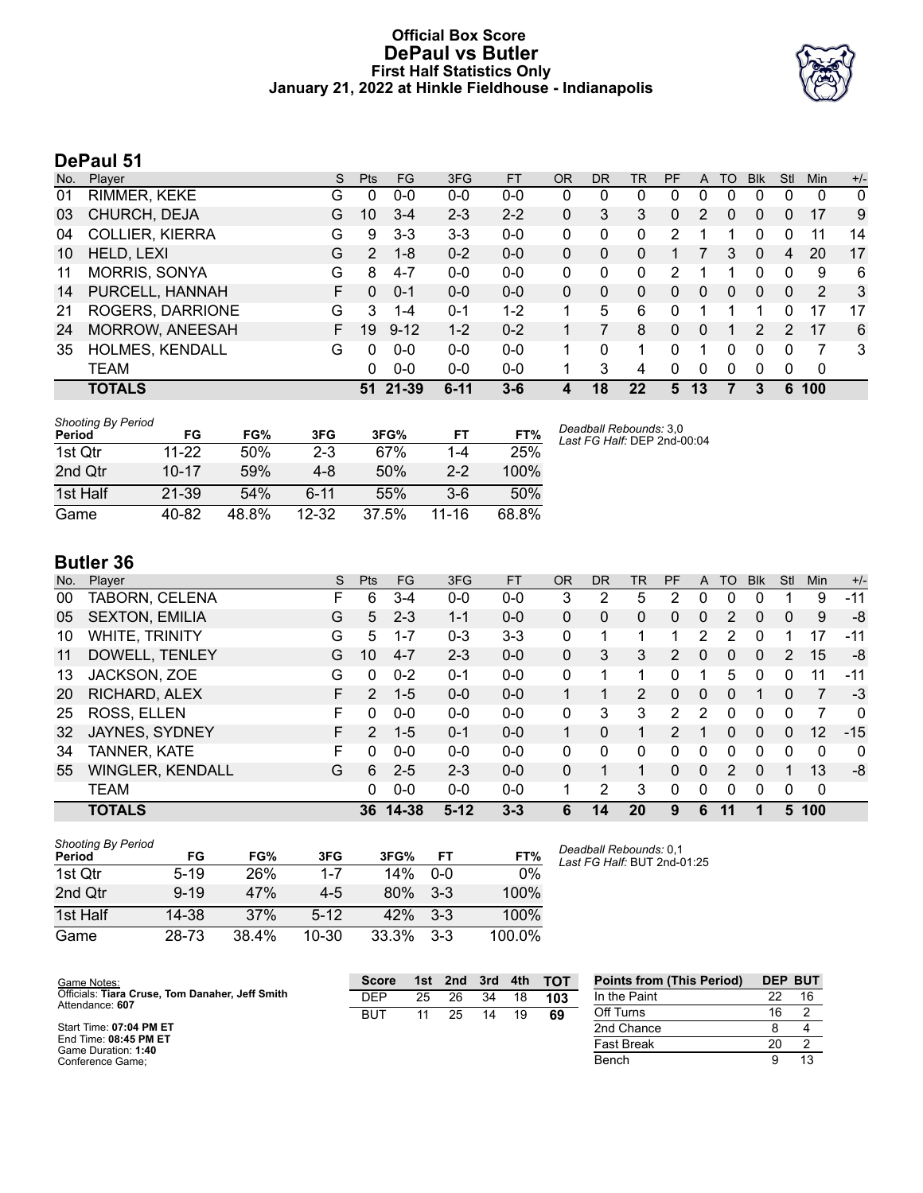# Official Box Score
## DePaul vs Butler
### First Half Statistics Only
### January 21, 2022 at Hinkle Fieldhouse - Indianapolis

## DePaul 51

| No. | Player | S | Pts | FG | 3FG | FT | OR | DR | TR | PF | A | TO | Blk | Stl | Min | +/- |
|---|---|---|---|---|---|---|---|---|---|---|---|---|---|---|---|---|
| 01 | RIMMER, KEKE | G | 0 | 0-0 | 0-0 | 0-0 | 0 | 0 | 0 | 0 | 0 | 0 | 0 | 0 | 0 | 0 |
| 03 | CHURCH, DEJA | G | 10 | 3-4 | 2-3 | 2-2 | 0 | 3 | 3 | 0 | 2 | 0 | 0 | 0 | 17 | 9 |
| 04 | COLLIER, KIERRA | G | 9 | 3-3 | 3-3 | 0-0 | 0 | 0 | 0 | 2 | 1 | 1 | 0 | 0 | 11 | 14 |
| 10 | HELD, LEXI | G | 2 | 1-8 | 0-2 | 0-0 | 0 | 0 | 0 | 1 | 7 | 3 | 0 | 4 | 20 | 17 |
| 11 | MORRIS, SONYA | G | 8 | 4-7 | 0-0 | 0-0 | 0 | 0 | 0 | 2 | 1 | 1 | 0 | 0 | 9 | 6 |
| 14 | PURCELL, HANNAH | F | 0 | 0-1 | 0-0 | 0-0 | 0 | 0 | 0 | 0 | 0 | 0 | 0 | 0 | 2 | 3 |
| 21 | ROGERS, DARRIONE | G | 3 | 1-4 | 0-1 | 1-2 | 1 | 5 | 6 | 0 | 1 | 1 | 1 | 0 | 17 | 17 |
| 24 | MORROW, ANEESAH | F | 19 | 9-12 | 1-2 | 0-2 | 1 | 7 | 8 | 0 | 0 | 1 | 2 | 2 | 17 | 6 |
| 35 | HOLMES, KENDALL | G | 0 | 0-0 | 0-0 | 0-0 | 1 | 0 | 1 | 0 | 1 | 0 | 0 | 0 | 7 | 3 |
| | TEAM | | 0 | 0-0 | 0-0 | 0-0 | 1 | 3 | 4 | 0 | 0 | 0 | 0 | 0 | 0 | |
| | **TOTALS** | | **51** | **21-39** | **6-11** | **3-6** | **4** | **18** | **22** | **5** | **13** | **7** | **3** | **6** | **100** | |

*Shooting By Period*

| Period | FG | FG% | 3FG | 3FG% | FT | FT% |
|---|---|---|---|---|---|---|
| 1st Qtr | 11-22 | 50% | 2-3 | 67% | 1-4 | 25% |
| 2nd Qtr | 10-17 | 59% | 4-8 | 50% | 2-2 | 100% |
| 1st Half | 21-39 | 54% | 6-11 | 55% | 3-6 | 50% |
| Game | 40-82 | 48.8% | 12-32 | 37.5% | 11-16 | 68.8% |

*Deadball Rebounds:* 3,0
*Last FG Half:* DEP 2nd-00:04

## Butler 36

| No. | Player | S | Pts | FG | 3FG | FT | OR | DR | TR | PF | A | TO | Blk | Stl | Min | +/- |
|---|---|---|---|---|---|---|---|---|---|---|---|---|---|---|---|---|
| 00 | TABORN, CELENA | F | 6 | 3-4 | 0-0 | 0-0 | 3 | 2 | 5 | 2 | 0 | 0 | 0 | 1 | 9 | -11 |
| 05 | SEXTON, EMILIA | G | 5 | 2-3 | 1-1 | 0-0 | 0 | 0 | 0 | 0 | 0 | 2 | 0 | 0 | 9 | -8 |
| 10 | WHITE, TRINITY | G | 5 | 1-7 | 0-3 | 3-3 | 0 | 1 | 1 | 1 | 2 | 2 | 0 | 1 | 17 | -11 |
| 11 | DOWELL, TENLEY | G | 10 | 4-7 | 2-3 | 0-0 | 0 | 3 | 3 | 2 | 0 | 0 | 0 | 2 | 15 | -8 |
| 13 | JACKSON, ZOE | G | 0 | 0-2 | 0-1 | 0-0 | 0 | 1 | 1 | 0 | 1 | 5 | 0 | 0 | 11 | -11 |
| 20 | RICHARD, ALEX | F | 2 | 1-5 | 0-0 | 0-0 | 1 | 1 | 2 | 0 | 0 | 0 | 1 | 0 | 7 | -3 |
| 25 | ROSS, ELLEN | F | 0 | 0-0 | 0-0 | 0-0 | 0 | 3 | 3 | 2 | 2 | 0 | 0 | 0 | 7 | 0 |
| 32 | JAYNES, SYDNEY | F | 2 | 1-5 | 0-1 | 0-0 | 1 | 0 | 1 | 2 | 1 | 0 | 0 | 0 | 12 | -15 |
| 34 | TANNER, KATE | F | 0 | 0-0 | 0-0 | 0-0 | 0 | 0 | 0 | 0 | 0 | 0 | 0 | 0 | 0 | 0 |
| 55 | WINGLER, KENDALL | G | 6 | 2-5 | 2-3 | 0-0 | 0 | 1 | 1 | 0 | 0 | 2 | 0 | 1 | 13 | -8 |
| | TEAM | | 0 | 0-0 | 0-0 | 0-0 | 1 | 2 | 3 | 0 | 0 | 0 | 0 | 0 | 0 | |
| | **TOTALS** | | **36** | **14-38** | **5-12** | **3-3** | **6** | **14** | **20** | **9** | **6** | **11** | **1** | **5** | **100** | |

*Shooting By Period*

| Period | FG | FG% | 3FG | 3FG% | FT | FT% |
|---|---|---|---|---|---|---|
| 1st Qtr | 5-19 | 26% | 1-7 | 14% | 0-0 | 0% |
| 2nd Qtr | 9-19 | 47% | 4-5 | 80% | 3-3 | 100% |
| 1st Half | 14-38 | 37% | 5-12 | 42% | 3-3 | 100% |
| Game | 28-73 | 38.4% | 10-30 | 33.3% | 3-3 | 100.0% |

*Deadball Rebounds:* 0,1
*Last FG Half:* BUT 2nd-01:25

Game Notes:
Officials: **Tiara Cruse, Tom Danaher, Jeff Smith**
Attendance: **607**

Start Time: **07:04 PM ET**
End Time: **08:45 PM ET**
Game Duration: **1:40**
Conference Game;

| Score | 1st | 2nd | 3rd | 4th | TOT |
|---|---|---|---|---|---|
| DEP | 25 | 26 | 34 | 18 | **103** |
| BUT | 11 | 25 | 14 | 19 | **69** |

| Points from (This Period) | DEP | BUT |
|---|---|---|
| In the Paint | 22 | 16 |
| Off Turns | 16 | 2 |
| 2nd Chance | 8 | 4 |
| Fast Break | 20 | 2 |
| Bench | 9 | 13 |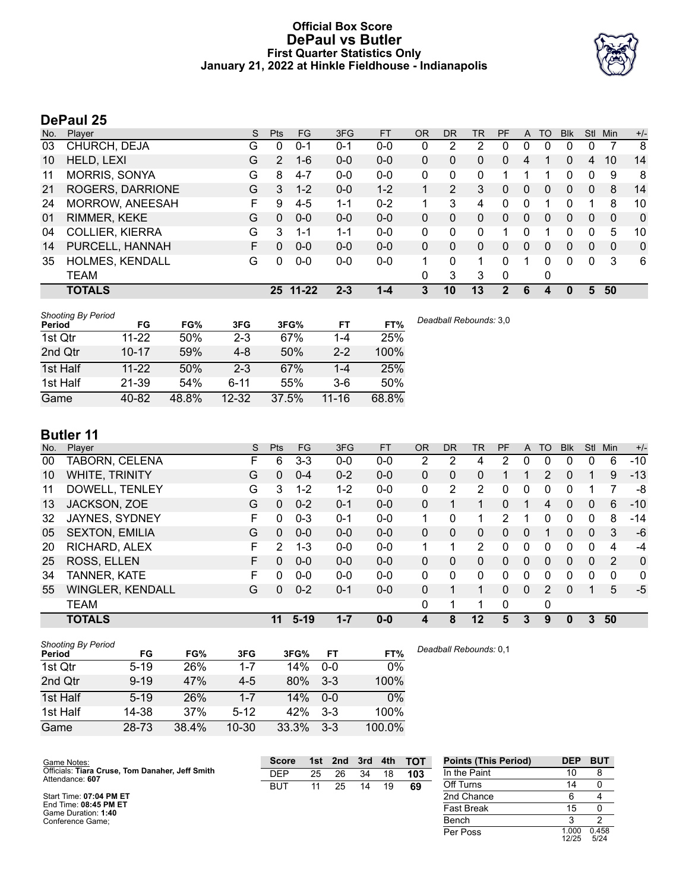# Official Box Score
## DePaul vs Butler
### First Quarter Statistics Only
### January 21, 2022 at Hinkle Fieldhouse - Indianapolis

## DePaul 25

| No. | Player | S | Pts | FG | 3FG | FT | OR | DR | TR | PF | A | TO | Blk | Stl | Min | +/- |
|---|---|---|---|---|---|---|---|---|---|---|---|---|---|---|---|---|
| 03 | CHURCH, DEJA | G | 0 | 0-1 | 0-1 | 0-0 | 0 | 2 | 2 | 0 | 0 | 0 | 0 | 0 | 7 | 8 |
| 10 | HELD, LEXI | G | 2 | 1-6 | 0-0 | 0-0 | 0 | 0 | 0 | 0 | 4 | 1 | 0 | 4 | 10 | 14 |
| 11 | MORRIS, SONYA | G | 8 | 4-7 | 0-0 | 0-0 | 0 | 0 | 0 | 1 | 1 | 1 | 0 | 0 | 9 | 8 |
| 21 | ROGERS, DARRIONE | G | 3 | 1-2 | 0-0 | 1-2 | 1 | 2 | 3 | 0 | 0 | 0 | 0 | 0 | 8 | 14 |
| 24 | MORROW, ANEESAH | F | 9 | 4-5 | 1-1 | 0-2 | 1 | 3 | 4 | 0 | 0 | 1 | 0 | 1 | 8 | 10 |
| 01 | RIMMER, KEKE | G | 0 | 0-0 | 0-0 | 0-0 | 0 | 0 | 0 | 0 | 0 | 0 | 0 | 0 | 0 | 0 |
| 04 | COLLIER, KIERRA | G | 3 | 1-1 | 1-1 | 0-0 | 0 | 0 | 0 | 1 | 0 | 1 | 0 | 0 | 5 | 10 |
| 14 | PURCELL, HANNAH | F | 0 | 0-0 | 0-0 | 0-0 | 0 | 0 | 0 | 0 | 0 | 0 | 0 | 0 | 0 | 0 |
| 35 | HOLMES, KENDALL | G | 0 | 0-0 | 0-0 | 0-0 | 1 | 0 | 1 | 0 | 1 | 0 | 0 | 0 | 3 | 6 |
| | TEAM | | | | | | 0 | 3 | 3 | 0 | | 0 | | | | |
| | **TOTALS** | | **25** | **11-22** | **2-3** | **1-4** | **3** | **10** | **13** | **2** | **6** | **4** | **0** | **5** | **50** | |

*Shooting By Period*

| Period | FG | FG% | 3FG | 3FG% | FT | FT% |
|---|---|---|---|---|---|---|
| 1st Qtr | 11-22 | 50% | 2-3 | 67% | 1-4 | 25% |
| 2nd Qtr | 10-17 | 59% | 4-8 | 50% | 2-2 | 100% |
| 1st Half | 11-22 | 50% | 2-3 | 67% | 1-4 | 25% |
| 1st Half | 21-39 | 54% | 6-11 | 55% | 3-6 | 50% |
| Game | 40-82 | 48.8% | 12-32 | 37.5% | 11-16 | 68.8% |

*Deadball Rebounds:* 3,0

## Butler 11

| No. | Player | S | Pts | FG | 3FG | FT | OR | DR | TR | PF | A | TO | Blk | Stl | Min | +/- |
|---|---|---|---|---|---|---|---|---|---|---|---|---|---|---|---|---|
| 00 | TABORN, CELENA | F | 6 | 3-3 | 0-0 | 0-0 | 2 | 2 | 4 | 2 | 0 | 0 | 0 | 0 | 6 | -10 |
| 10 | WHITE, TRINITY | G | 0 | 0-4 | 0-2 | 0-0 | 0 | 0 | 0 | 1 | 1 | 2 | 0 | 1 | 9 | -13 |
| 11 | DOWELL, TENLEY | G | 3 | 1-2 | 1-2 | 0-0 | 0 | 2 | 2 | 0 | 0 | 0 | 0 | 1 | 7 | -8 |
| 13 | JACKSON, ZOE | G | 0 | 0-2 | 0-1 | 0-0 | 0 | 1 | 1 | 0 | 1 | 4 | 0 | 0 | 6 | -10 |
| 32 | JAYNES, SYDNEY | F | 0 | 0-3 | 0-1 | 0-0 | 1 | 0 | 1 | 2 | 1 | 0 | 0 | 0 | 8 | -14 |
| 05 | SEXTON, EMILIA | G | 0 | 0-0 | 0-0 | 0-0 | 0 | 0 | 0 | 0 | 0 | 1 | 0 | 0 | 3 | -6 |
| 20 | RICHARD, ALEX | F | 2 | 1-3 | 0-0 | 0-0 | 1 | 1 | 2 | 0 | 0 | 0 | 0 | 0 | 4 | -4 |
| 25 | ROSS, ELLEN | F | 0 | 0-0 | 0-0 | 0-0 | 0 | 0 | 0 | 0 | 0 | 0 | 0 | 0 | 2 | 0 |
| 34 | TANNER, KATE | F | 0 | 0-0 | 0-0 | 0-0 | 0 | 0 | 0 | 0 | 0 | 0 | 0 | 0 | 0 | 0 |
| 55 | WINGLER, KENDALL | G | 0 | 0-2 | 0-1 | 0-0 | 0 | 1 | 1 | 0 | 0 | 2 | 0 | 1 | 5 | -5 |
| | TEAM | | | | | | 0 | 1 | 1 | 0 | | 0 | | | | |
| | **TOTALS** | | **11** | **5-19** | **1-7** | **0-0** | **4** | **8** | **12** | **5** | **3** | **9** | **0** | **3** | **50** | |

*Shooting By Period*

| Period | FG | FG% | 3FG | 3FG% | FT | FT% |
|---|---|---|---|---|---|---|
| 1st Qtr | 5-19 | 26% | 1-7 | 14% | 0-0 | 0% |
| 2nd Qtr | 9-19 | 47% | 4-5 | 80% | 3-3 | 100% |
| 1st Half | 5-19 | 26% | 1-7 | 14% | 0-0 | 0% |
| 1st Half | 14-38 | 37% | 5-12 | 42% | 3-3 | 100% |
| Game | 28-73 | 38.4% | 10-30 | 33.3% | 3-3 | 100.0% |

*Deadball Rebounds:* 0,1

Game Notes:
Officials: **Tiara Cruse, Tom Danaher, Jeff Smith**
Attendance: **607**

Start Time: **07:04 PM ET**
End Time: **08:45 PM ET**
Game Duration: **1:40**
Conference Game;

| Score | 1st | 2nd | 3rd | 4th | TOT |
|---|---|---|---|---|---|
| DEP | 25 | 26 | 34 | 18 | **103** |
| BUT | 11 | 25 | 14 | 19 | **69** |

| Points (This Period) | DEP | BUT |
|---|---|---|
| In the Paint | 10 | 8 |
| Off Turns | 14 | 0 |
| 2nd Chance | 6 | 4 |
| Fast Break | 15 | 0 |
| Bench | 3 | 2 |
| Per Poss | 1.000 12/25 | 0.458 5/24 |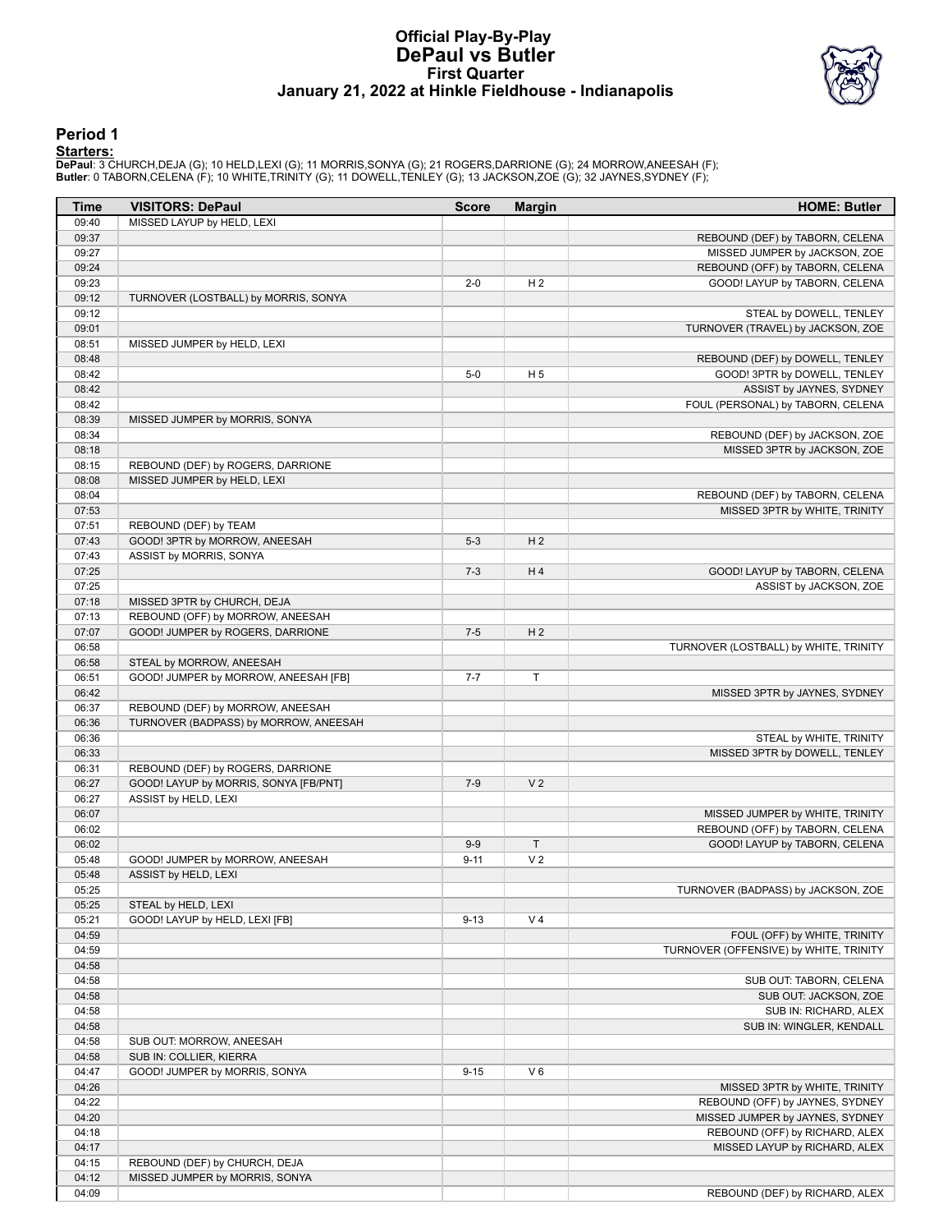# Official Play-By-Play
## DePaul vs Butler
### First Quarter
### January 21, 2022 at Hinkle Fieldhouse - Indianapolis

## Period 1

**Starters:**

**DePaul**: 3 CHURCH,DEJA (G); 10 HELD,LEXI (G); 11 MORRIS,SONYA (G); 21 ROGERS,DARRIONE (G); 24 MORROW,ANEESAH (F);
**Butler**: 0 TABORN,CELENA (F); 10 WHITE,TRINITY (G); 11 DOWELL,TENLEY (G); 13 JACKSON,ZOE (G); 32 JAYNES,SYDNEY (F);

| Time | VISITORS: DePaul | Score | Margin | HOME: Butler |
|---|---|---|---|---|
| 09:40 | MISSED LAYUP by HELD, LEXI | | | |
| 09:37 | | | | REBOUND (DEF) by TABORN, CELENA |
| 09:27 | | | | MISSED JUMPER by JACKSON, ZOE |
| 09:24 | | | | REBOUND (OFF) by TABORN, CELENA |
| 09:23 | | 2-0 | H 2 | GOOD! LAYUP by TABORN, CELENA |
| 09:12 | TURNOVER (LOSTBALL) by MORRIS, SONYA | | | |
| 09:12 | | | | STEAL by DOWELL, TENLEY |
| 09:01 | | | | TURNOVER (TRAVEL) by JACKSON, ZOE |
| 08:51 | MISSED JUMPER by HELD, LEXI | | | |
| 08:48 | | | | REBOUND (DEF) by DOWELL, TENLEY |
| 08:42 | | 5-0 | H 5 | GOOD! 3PTR by DOWELL, TENLEY |
| 08:42 | | | | ASSIST by JAYNES, SYDNEY |
| 08:42 | | | | FOUL (PERSONAL) by TABORN, CELENA |
| 08:39 | MISSED JUMPER by MORRIS, SONYA | | | |
| 08:34 | | | | REBOUND (DEF) by JACKSON, ZOE |
| 08:18 | | | | MISSED 3PTR by JACKSON, ZOE |
| 08:15 | REBOUND (DEF) by ROGERS, DARRIONE | | | |
| 08:08 | MISSED JUMPER by HELD, LEXI | | | |
| 08:04 | | | | REBOUND (DEF) by TABORN, CELENA |
| 07:53 | | | | MISSED 3PTR by WHITE, TRINITY |
| 07:51 | REBOUND (DEF) by TEAM | | | |
| 07:43 | GOOD! 3PTR by MORROW, ANEESAH | 5-3 | H 2 | |
| 07:43 | ASSIST by MORRIS, SONYA | | | |
| 07:25 | | 7-3 | H 4 | GOOD! LAYUP by TABORN, CELENA |
| 07:25 | | | | ASSIST by JACKSON, ZOE |
| 07:18 | MISSED 3PTR by CHURCH, DEJA | | | |
| 07:13 | REBOUND (OFF) by MORROW, ANEESAH | | | |
| 07:07 | GOOD! JUMPER by ROGERS, DARRIONE | 7-5 | H 2 | |
| 06:58 | | | | TURNOVER (LOSTBALL) by WHITE, TRINITY |
| 06:58 | STEAL by MORROW, ANEESAH | | | |
| 06:51 | GOOD! JUMPER by MORROW, ANEESAH [FB] | 7-7 | T | |
| 06:42 | | | | MISSED 3PTR by JAYNES, SYDNEY |
| 06:37 | REBOUND (DEF) by MORROW, ANEESAH | | | |
| 06:36 | TURNOVER (BADPASS) by MORROW, ANEESAH | | | |
| 06:36 | | | | STEAL by WHITE, TRINITY |
| 06:33 | | | | MISSED 3PTR by DOWELL, TENLEY |
| 06:31 | REBOUND (DEF) by ROGERS, DARRIONE | | | |
| 06:27 | GOOD! LAYUP by MORRIS, SONYA [FB/PNT] | 7-9 | V 2 | |
| 06:27 | ASSIST by HELD, LEXI | | | |
| 06:07 | | | | MISSED JUMPER by WHITE, TRINITY |
| 06:02 | | | | REBOUND (OFF) by TABORN, CELENA |
| 06:02 | | 9-9 | T | GOOD! LAYUP by TABORN, CELENA |
| 05:48 | GOOD! JUMPER by MORROW, ANEESAH | 9-11 | V 2 | |
| 05:48 | ASSIST by HELD, LEXI | | | |
| 05:25 | | | | TURNOVER (BADPASS) by JACKSON, ZOE |
| 05:25 | STEAL by HELD, LEXI | | | |
| 05:21 | GOOD! LAYUP by HELD, LEXI [FB] | 9-13 | V 4 | |
| 04:59 | | | | FOUL (OFF) by WHITE, TRINITY |
| 04:59 | | | | TURNOVER (OFFENSIVE) by WHITE, TRINITY |
| 04:58 | | | | |
| 04:58 | | | | SUB OUT: TABORN, CELENA |
| 04:58 | | | | SUB OUT: JACKSON, ZOE |
| 04:58 | | | | SUB IN: RICHARD, ALEX |
| 04:58 | | | | SUB IN: WINGLER, KENDALL |
| 04:58 | SUB OUT: MORROW, ANEESAH | | | |
| 04:58 | SUB IN: COLLIER, KIERRA | | | |
| 04:47 | GOOD! JUMPER by MORRIS, SONYA | 9-15 | V 6 | |
| 04:26 | | | | MISSED 3PTR by WHITE, TRINITY |
| 04:22 | | | | REBOUND (OFF) by JAYNES, SYDNEY |
| 04:20 | | | | MISSED JUMPER by JAYNES, SYDNEY |
| 04:18 | | | | REBOUND (OFF) by RICHARD, ALEX |
| 04:17 | | | | MISSED LAYUP by RICHARD, ALEX |
| 04:15 | REBOUND (DEF) by CHURCH, DEJA | | | |
| 04:12 | MISSED JUMPER by MORRIS, SONYA | | | |
| 04:09 | | | | REBOUND (DEF) by RICHARD, ALEX |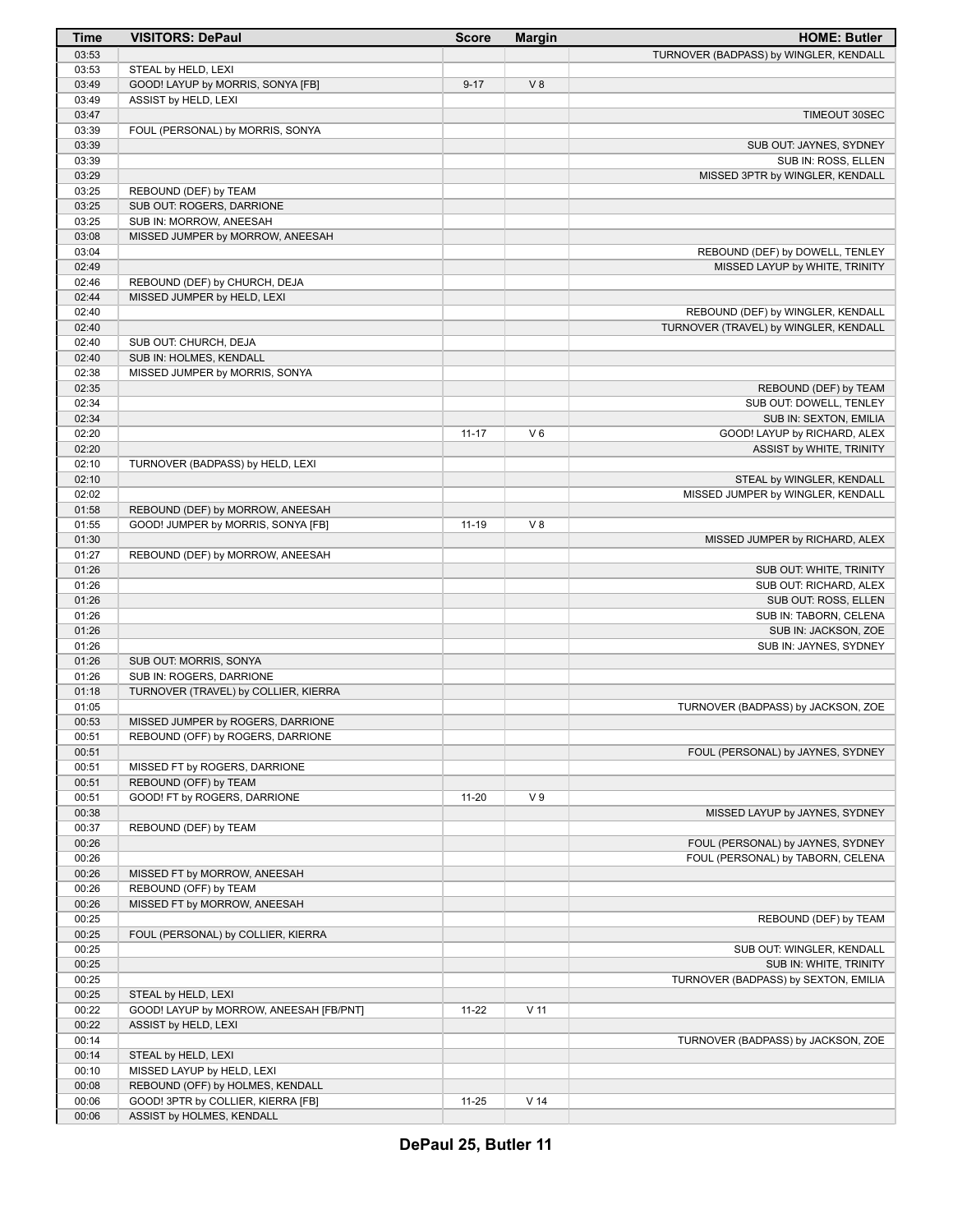| Time | VISITORS: DePaul | Score | Margin | HOME: Butler |
|---|---|---|---|---|
| 03:53 | | | | TURNOVER (BADPASS) by WINGLER, KENDALL |
| 03:53 | STEAL by HELD, LEXI | | | |
| 03:49 | GOOD! LAYUP by MORRIS, SONYA [FB] | 9-17 | V 8 | |
| 03:49 | ASSIST by HELD, LEXI | | | |
| 03:47 | | | | TIMEOUT 30SEC |
| 03:39 | FOUL (PERSONAL) by MORRIS, SONYA | | | |
| 03:39 | | | | SUB OUT: JAYNES, SYDNEY |
| 03:39 | | | | SUB IN: ROSS, ELLEN |
| 03:29 | | | | MISSED 3PTR by WINGLER, KENDALL |
| 03:25 | REBOUND (DEF) by TEAM | | | |
| 03:25 | SUB OUT: ROGERS, DARRIONE | | | |
| 03:25 | SUB IN: MORROW, ANEESAH | | | |
| 03:08 | MISSED JUMPER by MORROW, ANEESAH | | | |
| 03:04 | | | | REBOUND (DEF) by DOWELL, TENLEY |
| 02:49 | | | | MISSED LAYUP by WHITE, TRINITY |
| 02:46 | REBOUND (DEF) by CHURCH, DEJA | | | |
| 02:44 | MISSED JUMPER by HELD, LEXI | | | |
| 02:40 | | | | REBOUND (DEF) by WINGLER, KENDALL |
| 02:40 | | | | TURNOVER (TRAVEL) by WINGLER, KENDALL |
| 02:40 | SUB OUT: CHURCH, DEJA | | | |
| 02:40 | SUB IN: HOLMES, KENDALL | | | |
| 02:38 | MISSED JUMPER by MORRIS, SONYA | | | |
| 02:35 | | | | REBOUND (DEF) by TEAM |
| 02:34 | | | | SUB OUT: DOWELL, TENLEY |
| 02:34 | | | | SUB IN: SEXTON, EMILIA |
| 02:20 | | 11-17 | V 6 | GOOD! LAYUP by RICHARD, ALEX |
| 02:20 | | | | ASSIST by WHITE, TRINITY |
| 02:10 | TURNOVER (BADPASS) by HELD, LEXI | | | |
| 02:10 | | | | STEAL by WINGLER, KENDALL |
| 02:02 | | | | MISSED JUMPER by WINGLER, KENDALL |
| 01:58 | REBOUND (DEF) by MORROW, ANEESAH | | | |
| 01:55 | GOOD! JUMPER by MORRIS, SONYA [FB] | 11-19 | V 8 | |
| 01:30 | | | | MISSED JUMPER by RICHARD, ALEX |
| 01:27 | REBOUND (DEF) by MORROW, ANEESAH | | | |
| 01:26 | | | | SUB OUT: WHITE, TRINITY |
| 01:26 | | | | SUB OUT: RICHARD, ALEX |
| 01:26 | | | | SUB OUT: ROSS, ELLEN |
| 01:26 | | | | SUB IN: TABORN, CELENA |
| 01:26 | | | | SUB IN: JACKSON, ZOE |
| 01:26 | | | | SUB IN: JAYNES, SYDNEY |
| 01:26 | SUB OUT: MORRIS, SONYA | | | |
| 01:26 | SUB IN: ROGERS, DARRIONE | | | |
| 01:18 | TURNOVER (TRAVEL) by COLLIER, KIERRA | | | |
| 01:05 | | | | TURNOVER (BADPASS) by JACKSON, ZOE |
| 00:53 | MISSED JUMPER by ROGERS, DARRIONE | | | |
| 00:51 | REBOUND (OFF) by ROGERS, DARRIONE | | | |
| 00:51 | | | | FOUL (PERSONAL) by JAYNES, SYDNEY |
| 00:51 | MISSED FT by ROGERS, DARRIONE | | | |
| 00:51 | REBOUND (OFF) by TEAM | | | |
| 00:51 | GOOD! FT by ROGERS, DARRIONE | 11-20 | V 9 | |
| 00:38 | | | | MISSED LAYUP by JAYNES, SYDNEY |
| 00:37 | REBOUND (DEF) by TEAM | | | |
| 00:26 | | | | FOUL (PERSONAL) by JAYNES, SYDNEY |
| 00:26 | | | | FOUL (PERSONAL) by TABORN, CELENA |
| 00:26 | MISSED FT by MORROW, ANEESAH | | | |
| 00:26 | REBOUND (OFF) by TEAM | | | |
| 00:26 | MISSED FT by MORROW, ANEESAH | | | |
| 00:25 | | | | REBOUND (DEF) by TEAM |
| 00:25 | FOUL (PERSONAL) by COLLIER, KIERRA | | | |
| 00:25 | | | | SUB OUT: WINGLER, KENDALL |
| 00:25 | | | | SUB IN: WHITE, TRINITY |
| 00:25 | | | | TURNOVER (BADPASS) by SEXTON, EMILIA |
| 00:25 | STEAL by HELD, LEXI | | | |
| 00:22 | GOOD! LAYUP by MORROW, ANEESAH [FB/PNT] | 11-22 | V 11 | |
| 00:22 | ASSIST by HELD, LEXI | | | |
| 00:14 | | | | TURNOVER (BADPASS) by JACKSON, ZOE |
| 00:14 | STEAL by HELD, LEXI | | | |
| 00:10 | MISSED LAYUP by HELD, LEXI | | | |
| 00:08 | REBOUND (OFF) by HOLMES, KENDALL | | | |
| 00:06 | GOOD! 3PTR by COLLIER, KIERRA [FB] | 11-25 | V 14 | |
| 00:06 | ASSIST by HOLMES, KENDALL | | | |

**DePaul 25, Butler 11**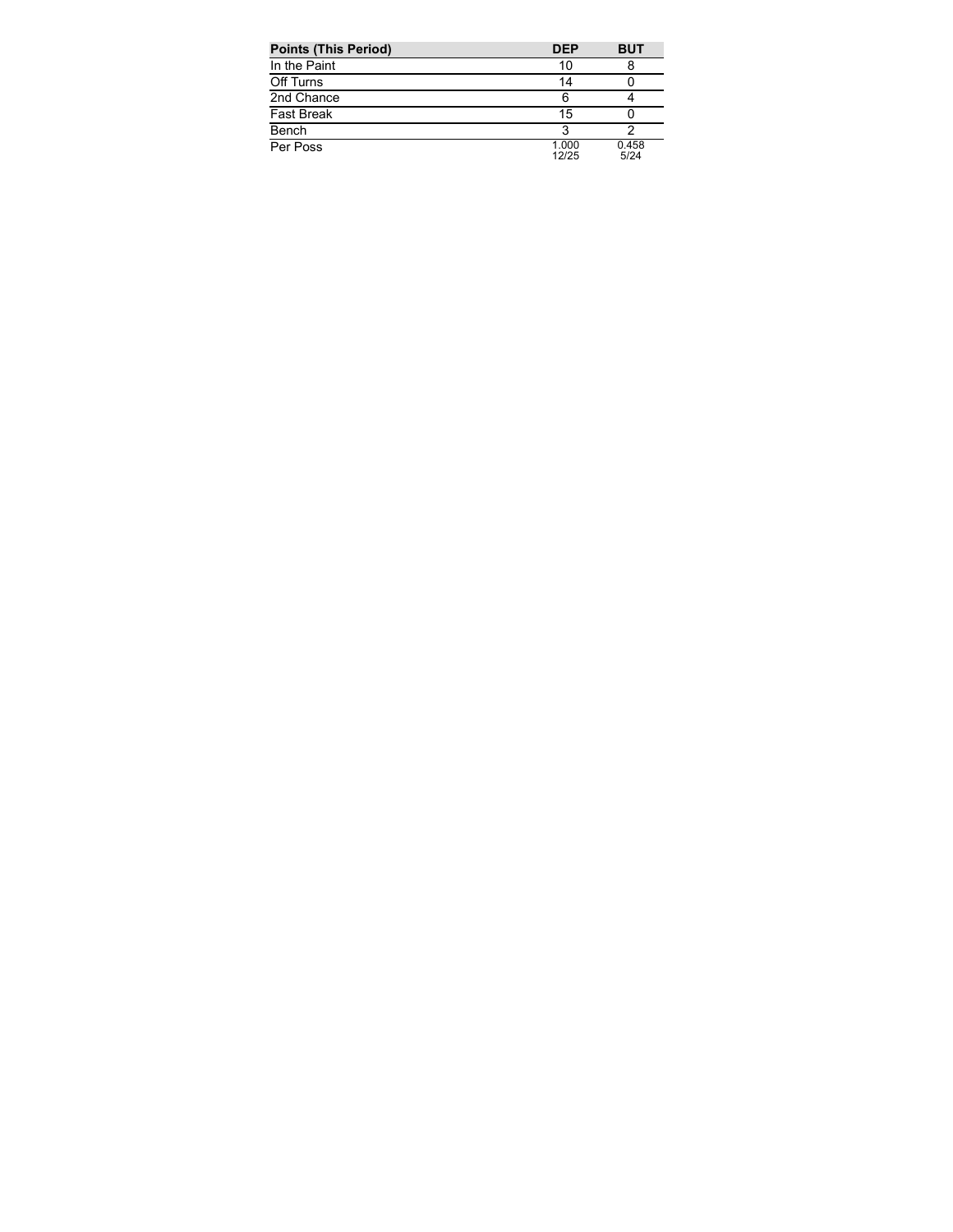| Points (This Period) | DEP | BUT |
| --- | --- | --- |
| In the Paint | 10 | 8 |
| Off Turns | 14 | 0 |
| 2nd Chance | 6 | 4 |
| Fast Break | 15 | 0 |
| Bench | 3 | 2 |
| Per Poss | 1.000 12/25 | 0.458 5/24 |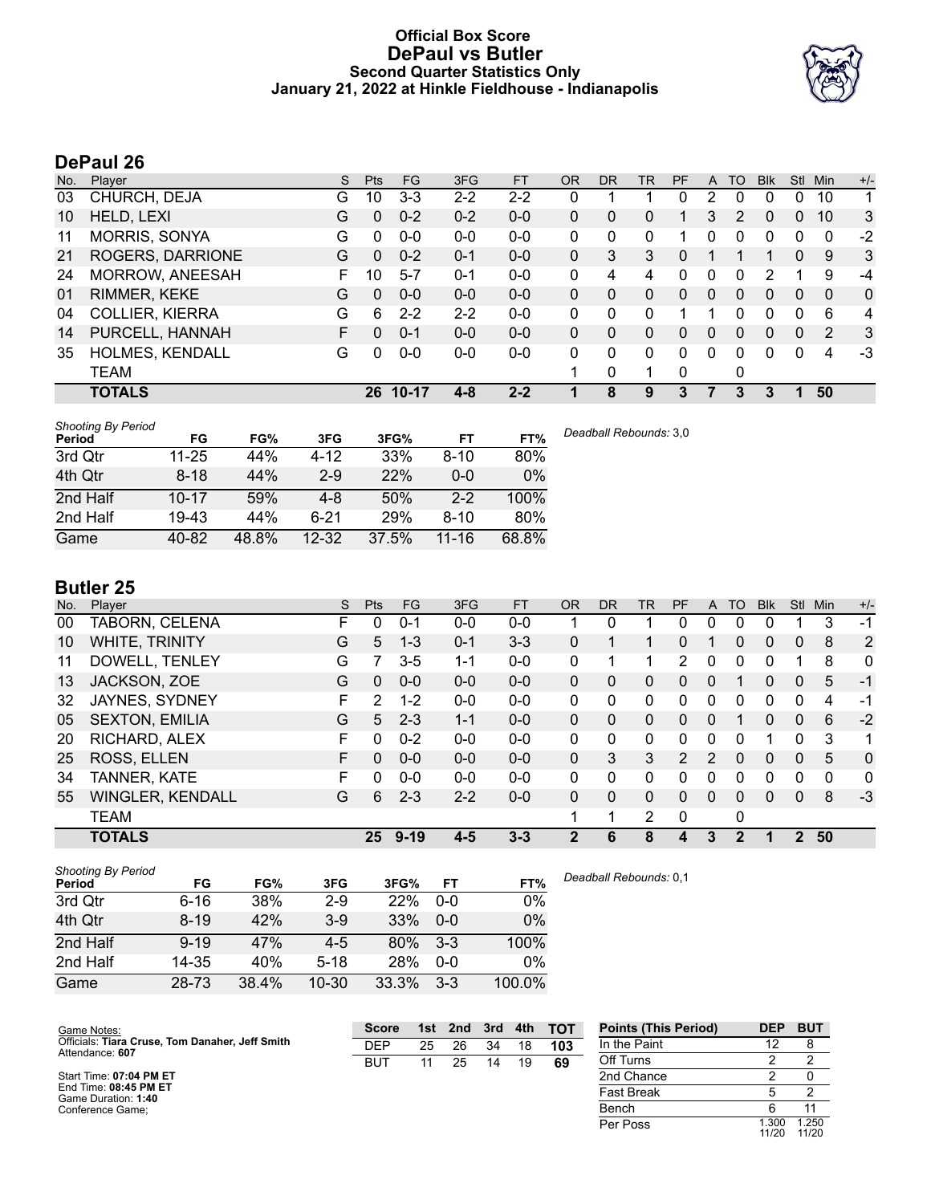# Official Box Score
## DePaul vs Butler
### Second Quarter Statistics Only
### January 21, 2022 at Hinkle Fieldhouse - Indianapolis

## DePaul 26

| No. | Player | S | Pts | FG | 3FG | FT | OR | DR | TR | PF | A | TO | Blk | Stl | Min | +/- |
|---|---|---|---|---|---|---|---|---|---|---|---|---|---|---|---|---|
| 03 | CHURCH, DEJA | G | 10 | 3-3 | 2-2 | 2-2 | 0 | 1 | 1 | 0 | 2 | 0 | 0 | 0 | 10 | 1 |
| 10 | HELD, LEXI | G | 0 | 0-2 | 0-2 | 0-0 | 0 | 0 | 0 | 1 | 3 | 2 | 0 | 0 | 10 | 3 |
| 11 | MORRIS, SONYA | G | 0 | 0-0 | 0-0 | 0-0 | 0 | 0 | 0 | 1 | 0 | 0 | 0 | 0 | 0 | -2 |
| 21 | ROGERS, DARRIONE | G | 0 | 0-2 | 0-1 | 0-0 | 0 | 3 | 3 | 0 | 1 | 1 | 1 | 0 | 9 | 3 |
| 24 | MORROW, ANEESAH | F | 10 | 5-7 | 0-1 | 0-0 | 0 | 4 | 4 | 0 | 0 | 0 | 2 | 1 | 9 | -4 |
| 01 | RIMMER, KEKE | G | 0 | 0-0 | 0-0 | 0-0 | 0 | 0 | 0 | 0 | 0 | 0 | 0 | 0 | 0 | 0 |
| 04 | COLLIER, KIERRA | G | 6 | 2-2 | 2-2 | 0-0 | 0 | 0 | 0 | 1 | 1 | 0 | 0 | 0 | 6 | 4 |
| 14 | PURCELL, HANNAH | F | 0 | 0-1 | 0-0 | 0-0 | 0 | 0 | 0 | 0 | 0 | 0 | 0 | 0 | 2 | 3 |
| 35 | HOLMES, KENDALL | G | 0 | 0-0 | 0-0 | 0-0 | 0 | 0 | 0 | 0 | 0 | 0 | 0 | 0 | 4 | -3 |
| | TEAM | | | | | | 1 | 0 | 1 | 0 | | 0 | | | | |
| | **TOTALS** | | **26** | **10-17** | **4-8** | **2-2** | **1** | **8** | **9** | **3** | **7** | **3** | **3** | **1** | **50** | |

*Shooting By Period*

| Period | FG | FG% | 3FG | 3FG% | FT | FT% |
|---|---|---|---|---|---|---|
| 3rd Qtr | 11-25 | 44% | 4-12 | 33% | 8-10 | 80% |
| 4th Qtr | 8-18 | 44% | 2-9 | 22% | 0-0 | 0% |
| 2nd Half | 10-17 | 59% | 4-8 | 50% | 2-2 | 100% |
| 2nd Half | 19-43 | 44% | 6-21 | 29% | 8-10 | 80% |
| Game | 40-82 | 48.8% | 12-32 | 37.5% | 11-16 | 68.8% |

*Deadball Rebounds:* 3,0

## Butler 25

| No. | Player | S | Pts | FG | 3FG | FT | OR | DR | TR | PF | A | TO | Blk | Stl | Min | +/- |
|---|---|---|---|---|---|---|---|---|---|---|---|---|---|---|---|---|
| 00 | TABORN, CELENA | F | 0 | 0-1 | 0-0 | 0-0 | 1 | 0 | 1 | 0 | 0 | 0 | 0 | 1 | 3 | -1 |
| 10 | WHITE, TRINITY | G | 5 | 1-3 | 0-1 | 3-3 | 0 | 1 | 1 | 0 | 1 | 0 | 0 | 0 | 8 | 2 |
| 11 | DOWELL, TENLEY | G | 7 | 3-5 | 1-1 | 0-0 | 0 | 1 | 1 | 2 | 0 | 0 | 0 | 1 | 8 | 0 |
| 13 | JACKSON, ZOE | G | 0 | 0-0 | 0-0 | 0-0 | 0 | 0 | 0 | 0 | 0 | 1 | 0 | 0 | 5 | -1 |
| 32 | JAYNES, SYDNEY | F | 2 | 1-2 | 0-0 | 0-0 | 0 | 0 | 0 | 0 | 0 | 0 | 0 | 0 | 4 | -1 |
| 05 | SEXTON, EMILIA | G | 5 | 2-3 | 1-1 | 0-0 | 0 | 0 | 0 | 0 | 0 | 1 | 0 | 0 | 6 | -2 |
| 20 | RICHARD, ALEX | F | 0 | 0-2 | 0-0 | 0-0 | 0 | 0 | 0 | 0 | 0 | 0 | 1 | 0 | 3 | 1 |
| 25 | ROSS, ELLEN | F | 0 | 0-0 | 0-0 | 0-0 | 0 | 3 | 3 | 2 | 2 | 0 | 0 | 0 | 5 | 0 |
| 34 | TANNER, KATE | F | 0 | 0-0 | 0-0 | 0-0 | 0 | 0 | 0 | 0 | 0 | 0 | 0 | 0 | 0 | 0 |
| 55 | WINGLER, KENDALL | G | 6 | 2-3 | 2-2 | 0-0 | 0 | 0 | 0 | 0 | 0 | 0 | 0 | 0 | 8 | -3 |
| | TEAM | | | | | | 1 | 1 | 2 | 0 | | 0 | | | | |
| | **TOTALS** | | **25** | **9-19** | **4-5** | **3-3** | **2** | **6** | **8** | **4** | **3** | **2** | **1** | **2** | **50** | |

*Shooting By Period*

| Period | FG | FG% | 3FG | 3FG% | FT | FT% |
|---|---|---|---|---|---|---|
| 3rd Qtr | 6-16 | 38% | 2-9 | 22% | 0-0 | 0% |
| 4th Qtr | 8-19 | 42% | 3-9 | 33% | 0-0 | 0% |
| 2nd Half | 9-19 | 47% | 4-5 | 80% | 3-3 | 100% |
| 2nd Half | 14-35 | 40% | 5-18 | 28% | 0-0 | 0% |
| Game | 28-73 | 38.4% | 10-30 | 33.3% | 3-3 | 100.0% |

*Deadball Rebounds:* 0,1

Game Notes:
Officials: **Tiara Cruse, Tom Danaher, Jeff Smith**
Attendance: **607**

Start Time: **07:04 PM ET**
End Time: **08:45 PM ET**
Game Duration: **1:40**
Conference Game;

| Score | 1st | 2nd | 3rd | 4th | TOT |
|---|---|---|---|---|---|
| DEP | 25 | 26 | 34 | 18 | **103** |
| BUT | 11 | 25 | 14 | 19 | **69** |

| Points (This Period) | DEP | BUT |
|---|---|---|
| In the Paint | 12 | 8 |
| Off Turns | 2 | 2 |
| 2nd Chance | 2 | 0 |
| Fast Break | 5 | 2 |
| Bench | 6 | 11 |
| Per Poss | 1.300 11/20 | 1.250 11/20 |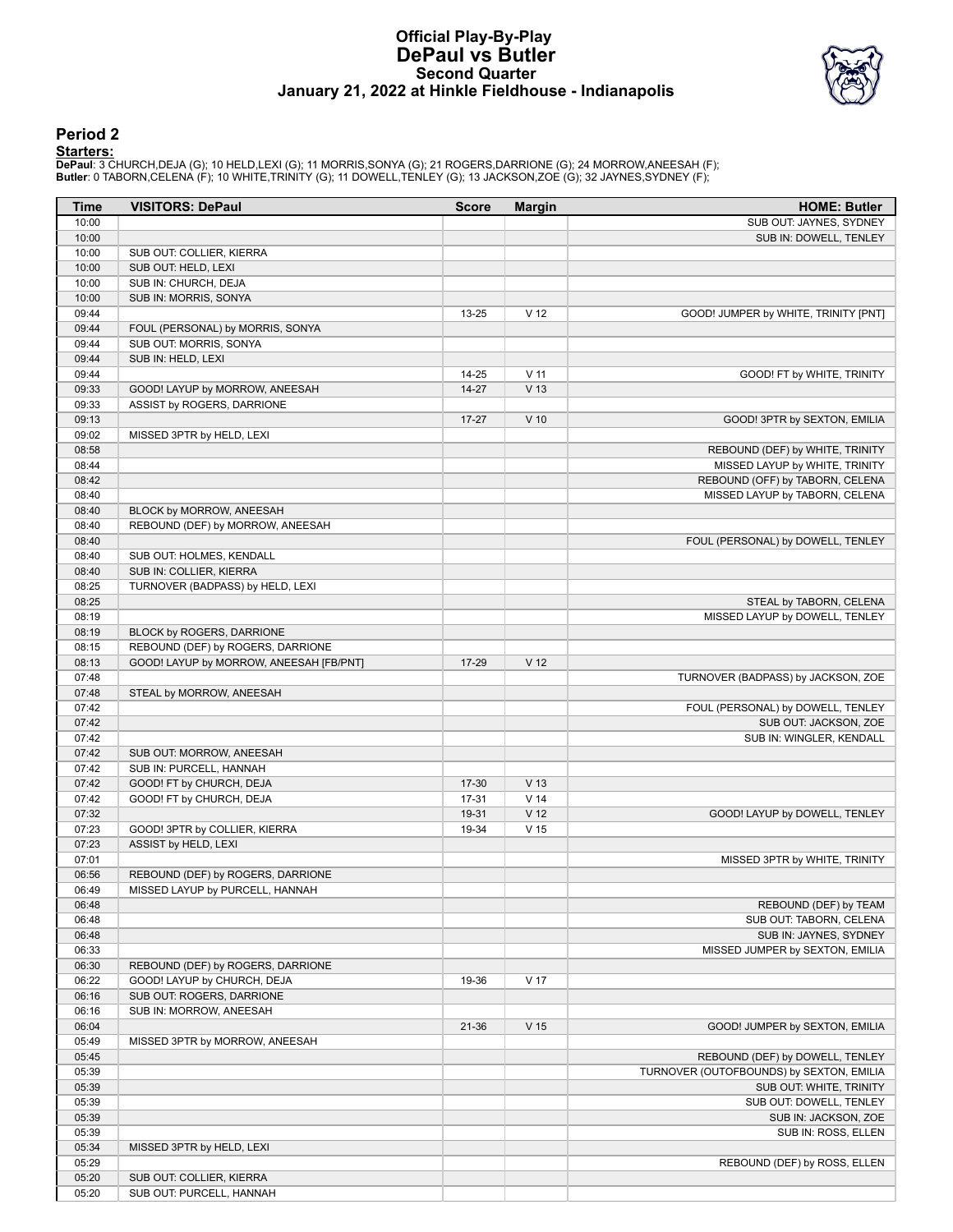# Official Play-By-Play
# DePaul vs Butler
## Second Quarter
### January 21, 2022 at Hinkle Fieldhouse - Indianapolis

## Period 2

**Starters:**

**DePaul**: 3 CHURCH,DEJA (G); 10 HELD,LEXI (G); 11 MORRIS,SONYA (G); 21 ROGERS,DARRIONE (G); 24 MORROW,ANEESAH (F);
**Butler**: 0 TABORN,CELENA (F); 10 WHITE,TRINITY (G); 11 DOWELL,TENLEY (G); 13 JACKSON,ZOE (G); 32 JAYNES,SYDNEY (F);

| Time | VISITORS: DePaul | Score | Margin | HOME: Butler |
|---|---|---|---|---|
| 10:00 | | | | SUB OUT: JAYNES, SYDNEY |
| 10:00 | | | | SUB IN: DOWELL, TENLEY |
| 10:00 | SUB OUT: COLLIER, KIERRA | | | |
| 10:00 | SUB OUT: HELD, LEXI | | | |
| 10:00 | SUB IN: CHURCH, DEJA | | | |
| 10:00 | SUB IN: MORRIS, SONYA | | | |
| 09:44 | | 13-25 | V 12 | GOOD! JUMPER by WHITE, TRINITY [PNT] |
| 09:44 | FOUL (PERSONAL) by MORRIS, SONYA | | | |
| 09:44 | SUB OUT: MORRIS, SONYA | | | |
| 09:44 | SUB IN: HELD, LEXI | | | |
| 09:44 | | 14-25 | V 11 | GOOD! FT by WHITE, TRINITY |
| 09:33 | GOOD! LAYUP by MORROW, ANEESAH | 14-27 | V 13 | |
| 09:33 | ASSIST by ROGERS, DARRIONE | | | |
| 09:13 | | 17-27 | V 10 | GOOD! 3PTR by SEXTON, EMILIA |
| 09:02 | MISSED 3PTR by HELD, LEXI | | | |
| 08:58 | | | | REBOUND (DEF) by WHITE, TRINITY |
| 08:44 | | | | MISSED LAYUP by WHITE, TRINITY |
| 08:42 | | | | REBOUND (OFF) by TABORN, CELENA |
| 08:40 | | | | MISSED LAYUP by TABORN, CELENA |
| 08:40 | BLOCK by MORROW, ANEESAH | | | |
| 08:40 | REBOUND (DEF) by MORROW, ANEESAH | | | |
| 08:40 | | | | FOUL (PERSONAL) by DOWELL, TENLEY |
| 08:40 | SUB OUT: HOLMES, KENDALL | | | |
| 08:40 | SUB IN: COLLIER, KIERRA | | | |
| 08:25 | TURNOVER (BADPASS) by HELD, LEXI | | | |
| 08:25 | | | | STEAL by TABORN, CELENA |
| 08:19 | | | | MISSED LAYUP by DOWELL, TENLEY |
| 08:19 | BLOCK by ROGERS, DARRIONE | | | |
| 08:15 | REBOUND (DEF) by ROGERS, DARRIONE | | | |
| 08:13 | GOOD! LAYUP by MORROW, ANEESAH [FB/PNT] | 17-29 | V 12 | |
| 07:48 | | | | TURNOVER (BADPASS) by JACKSON, ZOE |
| 07:48 | STEAL by MORROW, ANEESAH | | | |
| 07:42 | | | | FOUL (PERSONAL) by DOWELL, TENLEY |
| 07:42 | | | | SUB OUT: JACKSON, ZOE |
| 07:42 | | | | SUB IN: WINGLER, KENDALL |
| 07:42 | SUB OUT: MORROW, ANEESAH | | | |
| 07:42 | SUB IN: PURCELL, HANNAH | | | |
| 07:42 | GOOD! FT by CHURCH, DEJA | 17-30 | V 13 | |
| 07:42 | GOOD! FT by CHURCH, DEJA | 17-31 | V 14 | |
| 07:32 | | 19-31 | V 12 | GOOD! LAYUP by DOWELL, TENLEY |
| 07:23 | GOOD! 3PTR by COLLIER, KIERRA | 19-34 | V 15 | |
| 07:23 | ASSIST by HELD, LEXI | | | |
| 07:01 | | | | MISSED 3PTR by WHITE, TRINITY |
| 06:56 | REBOUND (DEF) by ROGERS, DARRIONE | | | |
| 06:49 | MISSED LAYUP by PURCELL, HANNAH | | | |
| 06:48 | | | | REBOUND (DEF) by TEAM |
| 06:48 | | | | SUB OUT: TABORN, CELENA |
| 06:48 | | | | SUB IN: JAYNES, SYDNEY |
| 06:33 | | | | MISSED JUMPER by SEXTON, EMILIA |
| 06:30 | REBOUND (DEF) by ROGERS, DARRIONE | | | |
| 06:22 | GOOD! LAYUP by CHURCH, DEJA | 19-36 | V 17 | |
| 06:16 | SUB OUT: ROGERS, DARRIONE | | | |
| 06:16 | SUB IN: MORROW, ANEESAH | | | |
| 06:04 | | 21-36 | V 15 | GOOD! JUMPER by SEXTON, EMILIA |
| 05:49 | MISSED 3PTR by MORROW, ANEESAH | | | |
| 05:45 | | | | REBOUND (DEF) by DOWELL, TENLEY |
| 05:39 | | | | TURNOVER (OUTOFBOUNDS) by SEXTON, EMILIA |
| 05:39 | | | | SUB OUT: WHITE, TRINITY |
| 05:39 | | | | SUB OUT: DOWELL, TENLEY |
| 05:39 | | | | SUB IN: JACKSON, ZOE |
| 05:39 | | | | SUB IN: ROSS, ELLEN |
| 05:34 | MISSED 3PTR by HELD, LEXI | | | |
| 05:29 | | | | REBOUND (DEF) by ROSS, ELLEN |
| 05:20 | SUB OUT: COLLIER, KIERRA | | | |
| 05:20 | SUB OUT: PURCELL, HANNAH | | | |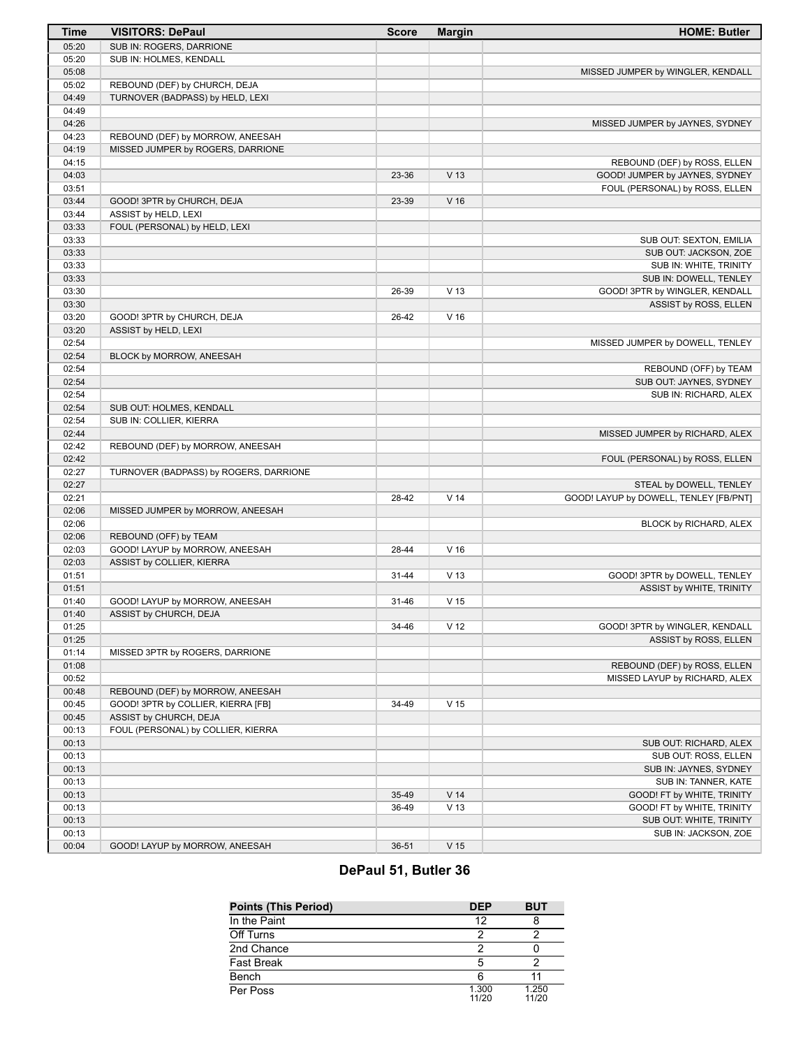| Time | VISITORS: DePaul | Score | Margin | HOME: Butler |
|---|---|---|---|---|
| 05:20 | SUB IN: ROGERS, DARRIONE | | | |
| 05:20 | SUB IN: HOLMES, KENDALL | | | |
| 05:08 | | | | MISSED JUMPER by WINGLER, KENDALL |
| 05:02 | REBOUND (DEF) by CHURCH, DEJA | | | |
| 04:49 | TURNOVER (BADPASS) by HELD, LEXI | | | |
| 04:49 | | | | |
| 04:26 | | | | MISSED JUMPER by JAYNES, SYDNEY |
| 04:23 | REBOUND (DEF) by MORROW, ANEESAH | | | |
| 04:19 | MISSED JUMPER by ROGERS, DARRIONE | | | |
| 04:15 | | | | REBOUND (DEF) by ROSS, ELLEN |
| 04:03 | | 23-36 | V 13 | GOOD! JUMPER by JAYNES, SYDNEY |
| 03:51 | | | | FOUL (PERSONAL) by ROSS, ELLEN |
| 03:44 | GOOD! 3PTR by CHURCH, DEJA | 23-39 | V 16 | |
| 03:44 | ASSIST by HELD, LEXI | | | |
| 03:33 | FOUL (PERSONAL) by HELD, LEXI | | | |
| 03:33 | | | | SUB OUT: SEXTON, EMILIA |
| 03:33 | | | | SUB OUT: JACKSON, ZOE |
| 03:33 | | | | SUB IN: WHITE, TRINITY |
| 03:33 | | | | SUB IN: DOWELL, TENLEY |
| 03:30 | | 26-39 | V 13 | GOOD! 3PTR by WINGLER, KENDALL |
| 03:30 | | | | ASSIST by ROSS, ELLEN |
| 03:20 | GOOD! 3PTR by CHURCH, DEJA | 26-42 | V 16 | |
| 03:20 | ASSIST by HELD, LEXI | | | |
| 02:54 | | | | MISSED JUMPER by DOWELL, TENLEY |
| 02:54 | BLOCK by MORROW, ANEESAH | | | |
| 02:54 | | | | REBOUND (OFF) by TEAM |
| 02:54 | | | | SUB OUT: JAYNES, SYDNEY |
| 02:54 | | | | SUB IN: RICHARD, ALEX |
| 02:54 | SUB OUT: HOLMES, KENDALL | | | |
| 02:54 | SUB IN: COLLIER, KIERRA | | | |
| 02:44 | | | | MISSED JUMPER by RICHARD, ALEX |
| 02:42 | REBOUND (DEF) by MORROW, ANEESAH | | | |
| 02:42 | | | | FOUL (PERSONAL) by ROSS, ELLEN |
| 02:27 | TURNOVER (BADPASS) by ROGERS, DARRIONE | | | |
| 02:27 | | | | STEAL by DOWELL, TENLEY |
| 02:21 | | 28-42 | V 14 | GOOD! LAYUP by DOWELL, TENLEY [FB/PNT] |
| 02:06 | MISSED JUMPER by MORROW, ANEESAH | | | |
| 02:06 | | | | BLOCK by RICHARD, ALEX |
| 02:06 | REBOUND (OFF) by TEAM | | | |
| 02:03 | GOOD! LAYUP by MORROW, ANEESAH | 28-44 | V 16 | |
| 02:03 | ASSIST by COLLIER, KIERRA | | | |
| 01:51 | | 31-44 | V 13 | GOOD! 3PTR by DOWELL, TENLEY |
| 01:51 | | | | ASSIST by WHITE, TRINITY |
| 01:40 | GOOD! LAYUP by MORROW, ANEESAH | 31-46 | V 15 | |
| 01:40 | ASSIST by CHURCH, DEJA | | | |
| 01:25 | | 34-46 | V 12 | GOOD! 3PTR by WINGLER, KENDALL |
| 01:25 | | | | ASSIST by ROSS, ELLEN |
| 01:14 | MISSED 3PTR by ROGERS, DARRIONE | | | |
| 01:08 | | | | REBOUND (DEF) by ROSS, ELLEN |
| 00:52 | | | | MISSED LAYUP by RICHARD, ALEX |
| 00:48 | REBOUND (DEF) by MORROW, ANEESAH | | | |
| 00:45 | GOOD! 3PTR by COLLIER, KIERRA [FB] | 34-49 | V 15 | |
| 00:45 | ASSIST by CHURCH, DEJA | | | |
| 00:13 | FOUL (PERSONAL) by COLLIER, KIERRA | | | |
| 00:13 | | | | SUB OUT: RICHARD, ALEX |
| 00:13 | | | | SUB OUT: ROSS, ELLEN |
| 00:13 | | | | SUB IN: JAYNES, SYDNEY |
| 00:13 | | | | SUB IN: TANNER, KATE |
| 00:13 | | 35-49 | V 14 | GOOD! FT by WHITE, TRINITY |
| 00:13 | | 36-49 | V 13 | GOOD! FT by WHITE, TRINITY |
| 00:13 | | | | SUB OUT: WHITE, TRINITY |
| 00:13 | | | | SUB IN: JACKSON, ZOE |
| 00:04 | GOOD! LAYUP by MORROW, ANEESAH | 36-51 | V 15 | |

## DePaul 51, Butler 36

| Points (This Period) | DEP | BUT |
|---|---|---|
| In the Paint | 12 | 8 |
| Off Turns | 2 | 2 |
| 2nd Chance | 2 | 0 |
| Fast Break | 5 | 2 |
| Bench | 6 | 11 |
| Per Poss | 1.300 11/20 | 1.250 11/20 |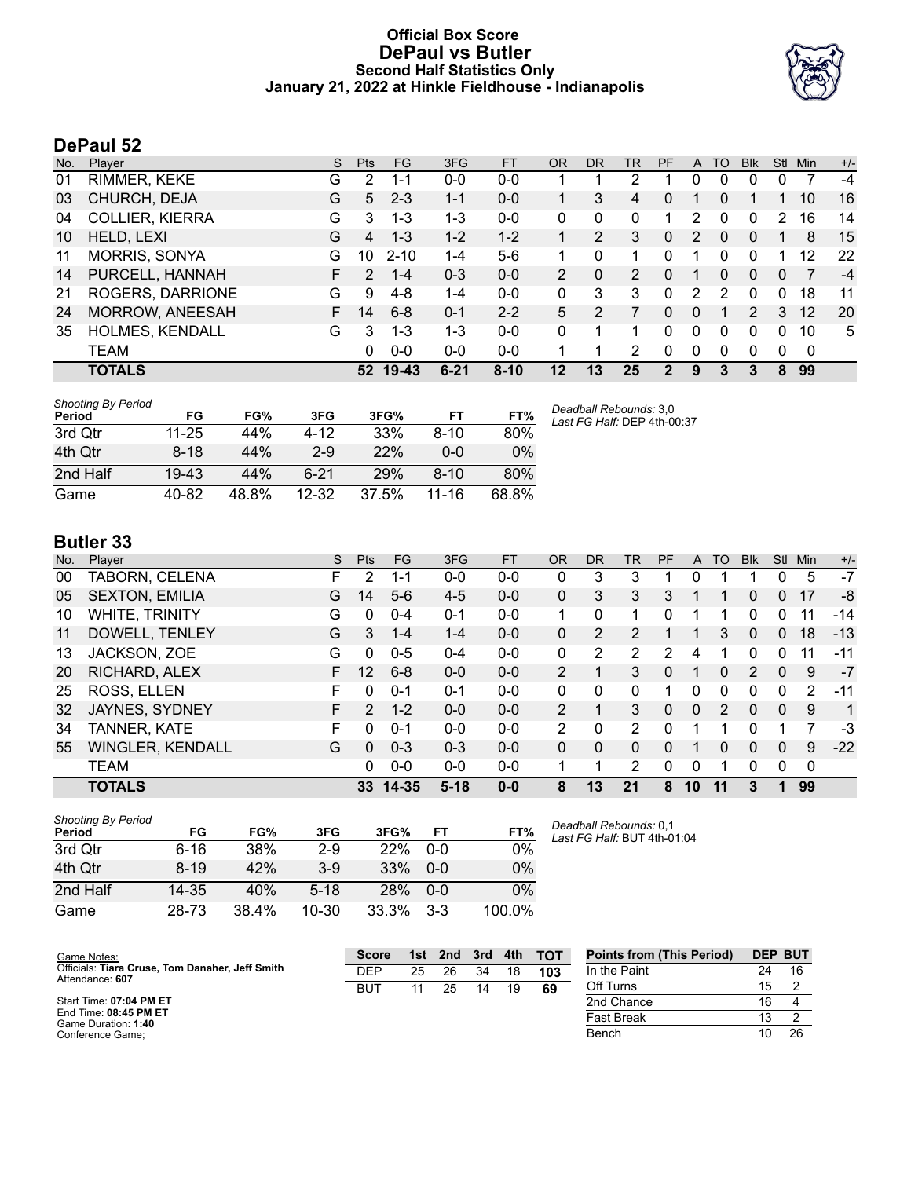# Official Box Score
## DePaul vs Butler
### Second Half Statistics Only
### January 21, 2022 at Hinkle Fieldhouse - Indianapolis

## DePaul 52

| No. | Player | S | Pts | FG | 3FG | FT | OR | DR | TR | PF | A | TO | Blk | Stl | Min | +/- |
|---|---|---|---|---|---|---|---|---|---|---|---|---|---|---|---|---|
| 01 | RIMMER, KEKE | G | 2 | 1-1 | 0-0 | 0-0 | 1 | 1 | 2 | 1 | 0 | 0 | 0 | 0 | 7 | -4 |
| 03 | CHURCH, DEJA | G | 5 | 2-3 | 1-1 | 0-0 | 1 | 3 | 4 | 0 | 1 | 0 | 1 | 1 | 10 | 16 |
| 04 | COLLIER, KIERRA | G | 3 | 1-3 | 1-3 | 0-0 | 0 | 0 | 0 | 1 | 2 | 0 | 0 | 2 | 16 | 14 |
| 10 | HELD, LEXI | G | 4 | 1-3 | 1-2 | 1-2 | 1 | 2 | 3 | 0 | 2 | 0 | 0 | 1 | 8 | 15 |
| 11 | MORRIS, SONYA | G | 10 | 2-10 | 1-4 | 5-6 | 1 | 0 | 1 | 0 | 1 | 0 | 0 | 1 | 12 | 22 |
| 14 | PURCELL, HANNAH | F | 2 | 1-4 | 0-3 | 0-0 | 2 | 0 | 2 | 0 | 1 | 0 | 0 | 0 | 7 | -4 |
| 21 | ROGERS, DARRIONE | G | 9 | 4-8 | 1-4 | 0-0 | 0 | 3 | 3 | 0 | 2 | 2 | 0 | 0 | 18 | 11 |
| 24 | MORROW, ANEESAH | F | 14 | 6-8 | 0-1 | 2-2 | 5 | 2 | 7 | 0 | 0 | 1 | 2 | 3 | 12 | 20 |
| 35 | HOLMES, KENDALL | G | 3 | 1-3 | 1-3 | 0-0 | 0 | 1 | 1 | 0 | 0 | 0 | 0 | 0 | 10 | 5 |
| | TEAM | | 0 | 0-0 | 0-0 | 0-0 | 1 | 1 | 2 | 0 | 0 | 0 | 0 | 0 | 0 | |
| | **TOTALS** | | **52** | **19-43** | **6-21** | **8-10** | **12** | **13** | **25** | **2** | **9** | **3** | **3** | **8** | **99** | |

*Shooting By Period*

| Period | FG | FG% | 3FG | 3FG% | FT | FT% |
|---|---|---|---|---|---|---|
| 3rd Qtr | 11-25 | 44% | 4-12 | 33% | 8-10 | 80% |
| 4th Qtr | 8-18 | 44% | 2-9 | 22% | 0-0 | 0% |
| 2nd Half | 19-43 | 44% | 6-21 | 29% | 8-10 | 80% |
| Game | 40-82 | 48.8% | 12-32 | 37.5% | 11-16 | 68.8% |

*Deadball Rebounds:* 3,0
*Last FG Half:* DEP 4th-00:37

## Butler 33

| No. | Player | S | Pts | FG | 3FG | FT | OR | DR | TR | PF | A | TO | Blk | Stl | Min | +/- |
|---|---|---|---|---|---|---|---|---|---|---|---|---|---|---|---|---|
| 00 | TABORN, CELENA | F | 2 | 1-1 | 0-0 | 0-0 | 0 | 3 | 3 | 1 | 0 | 1 | 1 | 0 | 5 | -7 |
| 05 | SEXTON, EMILIA | G | 14 | 5-6 | 4-5 | 0-0 | 0 | 3 | 3 | 3 | 1 | 1 | 0 | 0 | 17 | -8 |
| 10 | WHITE, TRINITY | G | 0 | 0-4 | 0-1 | 0-0 | 1 | 0 | 1 | 0 | 1 | 1 | 0 | 0 | 11 | -14 |
| 11 | DOWELL, TENLEY | G | 3 | 1-4 | 1-4 | 0-0 | 0 | 2 | 2 | 1 | 1 | 3 | 0 | 0 | 18 | -13 |
| 13 | JACKSON, ZOE | G | 0 | 0-5 | 0-4 | 0-0 | 0 | 2 | 2 | 2 | 4 | 1 | 0 | 0 | 11 | -11 |
| 20 | RICHARD, ALEX | F | 12 | 6-8 | 0-0 | 0-0 | 2 | 1 | 3 | 0 | 1 | 0 | 2 | 0 | 9 | -7 |
| 25 | ROSS, ELLEN | F | 0 | 0-1 | 0-1 | 0-0 | 0 | 0 | 0 | 1 | 0 | 0 | 0 | 0 | 2 | -11 |
| 32 | JAYNES, SYDNEY | F | 2 | 1-2 | 0-0 | 0-0 | 2 | 1 | 3 | 0 | 0 | 2 | 0 | 0 | 9 | 1 |
| 34 | TANNER, KATE | F | 0 | 0-1 | 0-0 | 0-0 | 2 | 0 | 2 | 0 | 1 | 1 | 0 | 1 | 7 | -3 |
| 55 | WINGLER, KENDALL | G | 0 | 0-3 | 0-3 | 0-0 | 0 | 0 | 0 | 0 | 1 | 0 | 0 | 0 | 9 | -22 |
| | TEAM | | 0 | 0-0 | 0-0 | 0-0 | 1 | 1 | 2 | 0 | 0 | 1 | 0 | 0 | 0 | |
| | **TOTALS** | | **33** | **14-35** | **5-18** | **0-0** | **8** | **13** | **21** | **8** | **10** | **11** | **3** | **1** | **99** | |

*Shooting By Period*

| Period | FG | FG% | 3FG | 3FG% | FT | FT% |
|---|---|---|---|---|---|---|
| 3rd Qtr | 6-16 | 38% | 2-9 | 22% | 0-0 | 0% |
| 4th Qtr | 8-19 | 42% | 3-9 | 33% | 0-0 | 0% |
| 2nd Half | 14-35 | 40% | 5-18 | 28% | 0-0 | 0% |
| Game | 28-73 | 38.4% | 10-30 | 33.3% | 3-3 | 100.0% |

*Deadball Rebounds:* 0,1
*Last FG Half:* BUT 4th-01:04

Game Notes:
Officials: **Tiara Cruse, Tom Danaher, Jeff Smith**
Attendance: **607**

Start Time: **07:04 PM ET**
End Time: **08:45 PM ET**
Game Duration: **1:40**
Conference Game;

| Score | 1st | 2nd | 3rd | 4th | TOT |
|---|---|---|---|---|---|
| DEP | 25 | 26 | 34 | 18 | 103 |
| BUT | 11 | 25 | 14 | 19 | 69 |

| Points from (This Period) | DEP | BUT |
|---|---|---|
| In the Paint | 24 | 16 |
| Off Turns | 15 | 2 |
| 2nd Chance | 16 | 4 |
| Fast Break | 13 | 2 |
| Bench | 10 | 26 |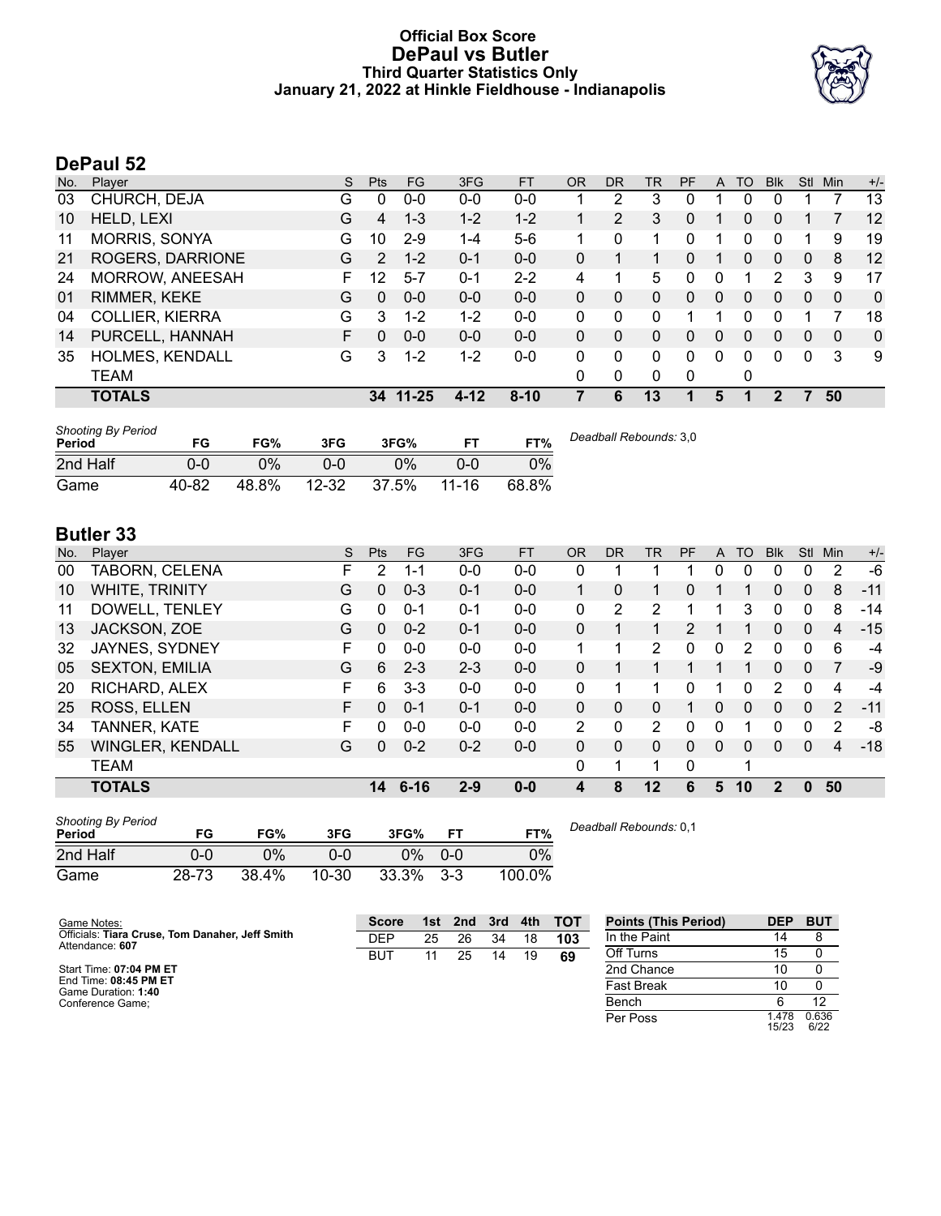# Official Box Score
## DePaul vs Butler
### Third Quarter Statistics Only
### January 21, 2022 at Hinkle Fieldhouse - Indianapolis

## DePaul 52

| No. | Player | S | Pts | FG | 3FG | FT | OR | DR | TR | PF | A | TO | Blk | Stl | Min | +/- |
|---|---|---|---|---|---|---|---|---|---|---|---|---|---|---|---|---|
| 03 | CHURCH, DEJA | G | 0 | 0-0 | 0-0 | 0-0 | 1 | 2 | 3 | 0 | 1 | 0 | 0 | 1 | 7 | 13 |
| 10 | HELD, LEXI | G | 4 | 1-3 | 1-2 | 1-2 | 1 | 2 | 3 | 0 | 1 | 0 | 0 | 1 | 7 | 12 |
| 11 | MORRIS, SONYA | G | 10 | 2-9 | 1-4 | 5-6 | 1 | 0 | 1 | 0 | 1 | 0 | 0 | 1 | 9 | 19 |
| 21 | ROGERS, DARRIONE | G | 2 | 1-2 | 0-1 | 0-0 | 0 | 1 | 1 | 0 | 1 | 0 | 0 | 0 | 8 | 12 |
| 24 | MORROW, ANEESAH | F | 12 | 5-7 | 0-1 | 2-2 | 4 | 1 | 5 | 0 | 0 | 1 | 2 | 3 | 9 | 17 |
| 01 | RIMMER, KEKE | G | 0 | 0-0 | 0-0 | 0-0 | 0 | 0 | 0 | 0 | 0 | 0 | 0 | 0 | 0 | 0 |
| 04 | COLLIER, KIERRA | G | 3 | 1-2 | 1-2 | 0-0 | 0 | 0 | 0 | 1 | 1 | 0 | 0 | 1 | 7 | 18 |
| 14 | PURCELL, HANNAH | F | 0 | 0-0 | 0-0 | 0-0 | 0 | 0 | 0 | 0 | 0 | 0 | 0 | 0 | 0 | 0 |
| 35 | HOLMES, KENDALL | G | 3 | 1-2 | 1-2 | 0-0 | 0 | 0 | 0 | 0 | 0 | 0 | 0 | 0 | 3 | 9 |
| | TEAM | | | | | | 0 | 0 | 0 | 0 | | 0 | | | | |
| | **TOTALS** | | **34** | **11-25** | **4-12** | **8-10** | **7** | **6** | **13** | **1** | **5** | **1** | **2** | **7** | **50** | |

*Shooting By Period*

| Period | FG | FG% | 3FG | 3FG% | FT | FT% |
|---|---|---|---|---|---|---|
| 2nd Half | 0-0 | 0% | 0-0 | 0% | 0-0 | 0% |
| Game | 40-82 | 48.8% | 12-32 | 37.5% | 11-16 | 68.8% |

*Deadball Rebounds:* 3,0

## Butler 33

| No. | Player | S | Pts | FG | 3FG | FT | OR | DR | TR | PF | A | TO | Blk | Stl | Min | +/- |
|---|---|---|---|---|---|---|---|---|---|---|---|---|---|---|---|---|
| 00 | TABORN, CELENA | F | 2 | 1-1 | 0-0 | 0-0 | 0 | 1 | 1 | 1 | 0 | 0 | 0 | 0 | 2 | -6 |
| 10 | WHITE, TRINITY | G | 0 | 0-3 | 0-1 | 0-0 | 1 | 0 | 1 | 0 | 1 | 1 | 0 | 0 | 8 | -11 |
| 11 | DOWELL, TENLEY | G | 0 | 0-1 | 0-1 | 0-0 | 0 | 2 | 2 | 1 | 1 | 3 | 0 | 0 | 8 | -14 |
| 13 | JACKSON, ZOE | G | 0 | 0-2 | 0-1 | 0-0 | 0 | 1 | 1 | 2 | 1 | 1 | 0 | 0 | 4 | -15 |
| 32 | JAYNES, SYDNEY | F | 0 | 0-0 | 0-0 | 0-0 | 1 | 1 | 2 | 0 | 0 | 2 | 0 | 0 | 6 | -4 |
| 05 | SEXTON, EMILIA | G | 6 | 2-3 | 2-3 | 0-0 | 0 | 1 | 1 | 1 | 1 | 1 | 0 | 0 | 7 | -9 |
| 20 | RICHARD, ALEX | F | 6 | 3-3 | 0-0 | 0-0 | 0 | 1 | 1 | 0 | 1 | 0 | 2 | 0 | 4 | -4 |
| 25 | ROSS, ELLEN | F | 0 | 0-1 | 0-1 | 0-0 | 0 | 0 | 0 | 1 | 0 | 0 | 0 | 0 | 2 | -11 |
| 34 | TANNER, KATE | F | 0 | 0-0 | 0-0 | 0-0 | 2 | 0 | 2 | 0 | 0 | 1 | 0 | 0 | 2 | -8 |
| 55 | WINGLER, KENDALL | G | 0 | 0-2 | 0-2 | 0-0 | 0 | 0 | 0 | 0 | 0 | 0 | 0 | 0 | 4 | -18 |
| | TEAM | | | | | | 0 | 1 | 1 | 0 | | 1 | | | | |
| | **TOTALS** | | **14** | **6-16** | **2-9** | **0-0** | **4** | **8** | **12** | **6** | **5** | **10** | **2** | **0** | **50** | |

*Shooting By Period*

| Period | FG | FG% | 3FG | 3FG% | FT | FT% |
|---|---|---|---|---|---|---|
| 2nd Half | 0-0 | 0% | 0-0 | 0% | 0-0 | 0% |
| Game | 28-73 | 38.4% | 10-30 | 33.3% | 3-3 | 100.0% |

*Deadball Rebounds:* 0,1

Game Notes:
Officials: **Tiara Cruse, Tom Danaher, Jeff Smith**
Attendance: **607**

Start Time: **07:04 PM ET**
End Time: **08:45 PM ET**
Game Duration: **1:40**
Conference Game;

| Score | 1st | 2nd | 3rd | 4th | TOT |
|---|---|---|---|---|---|
| DEP | 25 | 26 | 34 | 18 | **103** |
| BUT | 11 | 25 | 14 | 19 | **69** |

| Points (This Period) | DEP | BUT |
|---|---|---|
| In the Paint | 14 | 8 |
| Off Turns | 15 | 0 |
| 2nd Chance | 10 | 0 |
| Fast Break | 10 | 0 |
| Bench | 6 | 12 |
| Per Poss | 1.478 15/23 | 0.636 6/22 |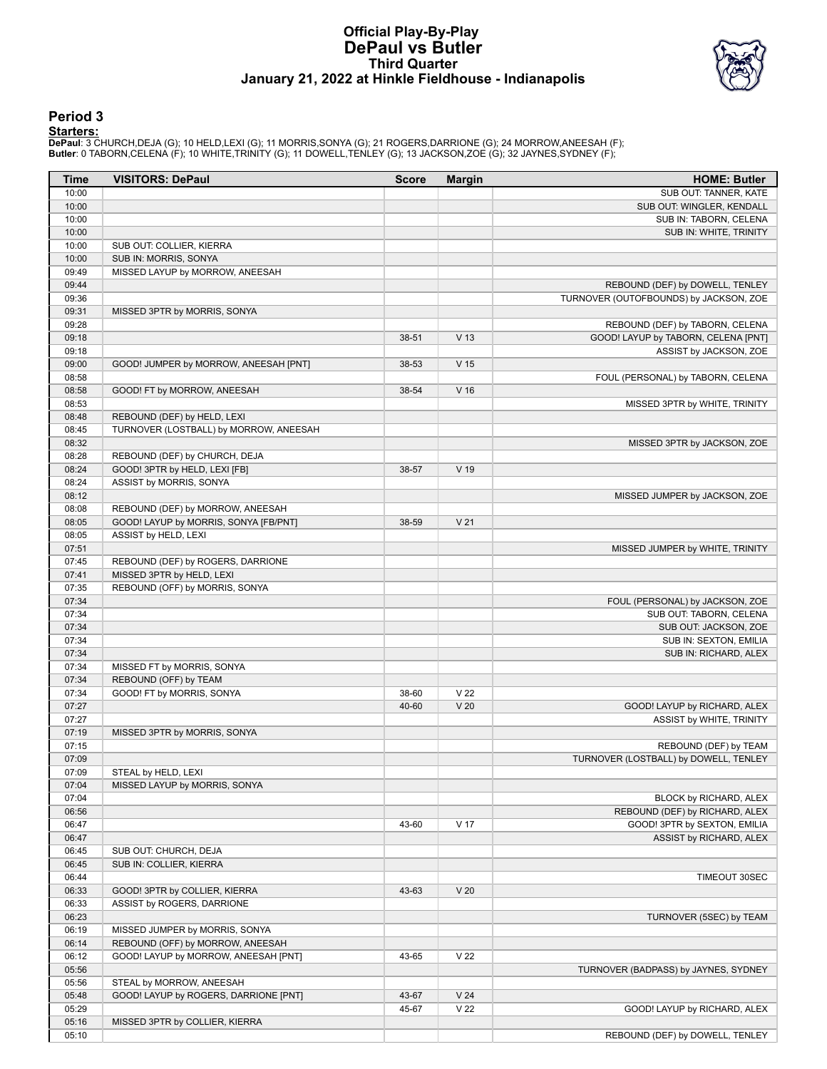# Official Play-By-Play
## DePaul vs Butler
### Third Quarter
### January 21, 2022 at Hinkle Fieldhouse - Indianapolis

## Period 3

**Starters:**

**DePaul**: 3 CHURCH,DEJA (G); 10 HELD,LEXI (G); 11 MORRIS,SONYA (G); 21 ROGERS,DARRIONE (G); 24 MORROW,ANEESAH (F);
**Butler**: 0 TABORN,CELENA (F); 10 WHITE,TRINITY (G); 11 DOWELL,TENLEY (G); 13 JACKSON,ZOE (G); 32 JAYNES,SYDNEY (F);

| Time | VISITORS: DePaul | Score | Margin | HOME: Butler |
|---|---|---|---|---|
| 10:00 | | | | SUB OUT: TANNER, KATE |
| 10:00 | | | | SUB OUT: WINGLER, KENDALL |
| 10:00 | | | | SUB IN: TABORN, CELENA |
| 10:00 | | | | SUB IN: WHITE, TRINITY |
| 10:00 | SUB OUT: COLLIER, KIERRA | | | |
| 10:00 | SUB IN: MORRIS, SONYA | | | |
| 09:49 | MISSED LAYUP by MORROW, ANEESAH | | | |
| 09:44 | | | | REBOUND (DEF) by DOWELL, TENLEY |
| 09:36 | | | | TURNOVER (OUTOFBOUNDS) by JACKSON, ZOE |
| 09:31 | MISSED 3PTR by MORRIS, SONYA | | | |
| 09:28 | | | | REBOUND (DEF) by TABORN, CELENA |
| 09:18 | | 38-51 | V 13 | GOOD! LAYUP by TABORN, CELENA [PNT] |
| 09:18 | | | | ASSIST by JACKSON, ZOE |
| 09:00 | GOOD! JUMPER by MORROW, ANEESAH [PNT] | 38-53 | V 15 | |
| 08:58 | | | | FOUL (PERSONAL) by TABORN, CELENA |
| 08:58 | GOOD! FT by MORROW, ANEESAH | 38-54 | V 16 | |
| 08:53 | | | | MISSED 3PTR by WHITE, TRINITY |
| 08:48 | REBOUND (DEF) by HELD, LEXI | | | |
| 08:45 | TURNOVER (LOSTBALL) by MORROW, ANEESAH | | | |
| 08:32 | | | | MISSED 3PTR by JACKSON, ZOE |
| 08:28 | REBOUND (DEF) by CHURCH, DEJA | | | |
| 08:24 | GOOD! 3PTR by HELD, LEXI [FB] | 38-57 | V 19 | |
| 08:24 | ASSIST by MORRIS, SONYA | | | |
| 08:12 | | | | MISSED JUMPER by JACKSON, ZOE |
| 08:08 | REBOUND (DEF) by MORROW, ANEESAH | | | |
| 08:05 | GOOD! LAYUP by MORRIS, SONYA [FB/PNT] | 38-59 | V 21 | |
| 08:05 | ASSIST by HELD, LEXI | | | |
| 07:51 | | | | MISSED JUMPER by WHITE, TRINITY |
| 07:45 | REBOUND (DEF) by ROGERS, DARRIONE | | | |
| 07:41 | MISSED 3PTR by HELD, LEXI | | | |
| 07:35 | REBOUND (OFF) by MORRIS, SONYA | | | |
| 07:34 | | | | FOUL (PERSONAL) by JACKSON, ZOE |
| 07:34 | | | | SUB OUT: TABORN, CELENA |
| 07:34 | | | | SUB OUT: JACKSON, ZOE |
| 07:34 | | | | SUB IN: SEXTON, EMILIA |
| 07:34 | | | | SUB IN: RICHARD, ALEX |
| 07:34 | MISSED FT by MORRIS, SONYA | | | |
| 07:34 | REBOUND (OFF) by TEAM | | | |
| 07:34 | GOOD! FT by MORRIS, SONYA | 38-60 | V 22 | |
| 07:27 | | 40-60 | V 20 | GOOD! LAYUP by RICHARD, ALEX |
| 07:27 | | | | ASSIST by WHITE, TRINITY |
| 07:19 | MISSED 3PTR by MORRIS, SONYA | | | |
| 07:15 | | | | REBOUND (DEF) by TEAM |
| 07:09 | | | | TURNOVER (LOSTBALL) by DOWELL, TENLEY |
| 07:09 | STEAL by HELD, LEXI | | | |
| 07:04 | MISSED LAYUP by MORRIS, SONYA | | | |
| 07:04 | | | | BLOCK by RICHARD, ALEX |
| 06:56 | | | | REBOUND (DEF) by RICHARD, ALEX |
| 06:47 | | 43-60 | V 17 | GOOD! 3PTR by SEXTON, EMILIA |
| 06:47 | | | | ASSIST by RICHARD, ALEX |
| 06:45 | SUB OUT: CHURCH, DEJA | | | |
| 06:45 | SUB IN: COLLIER, KIERRA | | | |
| 06:44 | | | | TIMEOUT 30SEC |
| 06:33 | GOOD! 3PTR by COLLIER, KIERRA | 43-63 | V 20 | |
| 06:33 | ASSIST by ROGERS, DARRIONE | | | |
| 06:23 | | | | TURNOVER (5SEC) by TEAM |
| 06:19 | MISSED JUMPER by MORRIS, SONYA | | | |
| 06:14 | REBOUND (OFF) by MORROW, ANEESAH | | | |
| 06:12 | GOOD! LAYUP by MORROW, ANEESAH [PNT] | 43-65 | V 22 | |
| 05:56 | | | | TURNOVER (BADPASS) by JAYNES, SYDNEY |
| 05:56 | STEAL by MORROW, ANEESAH | | | |
| 05:48 | GOOD! LAYUP by ROGERS, DARRIONE [PNT] | 43-67 | V 24 | |
| 05:29 | | 45-67 | V 22 | GOOD! LAYUP by RICHARD, ALEX |
| 05:16 | MISSED 3PTR by COLLIER, KIERRA | | | |
| 05:10 | | | | REBOUND (DEF) by DOWELL, TENLEY |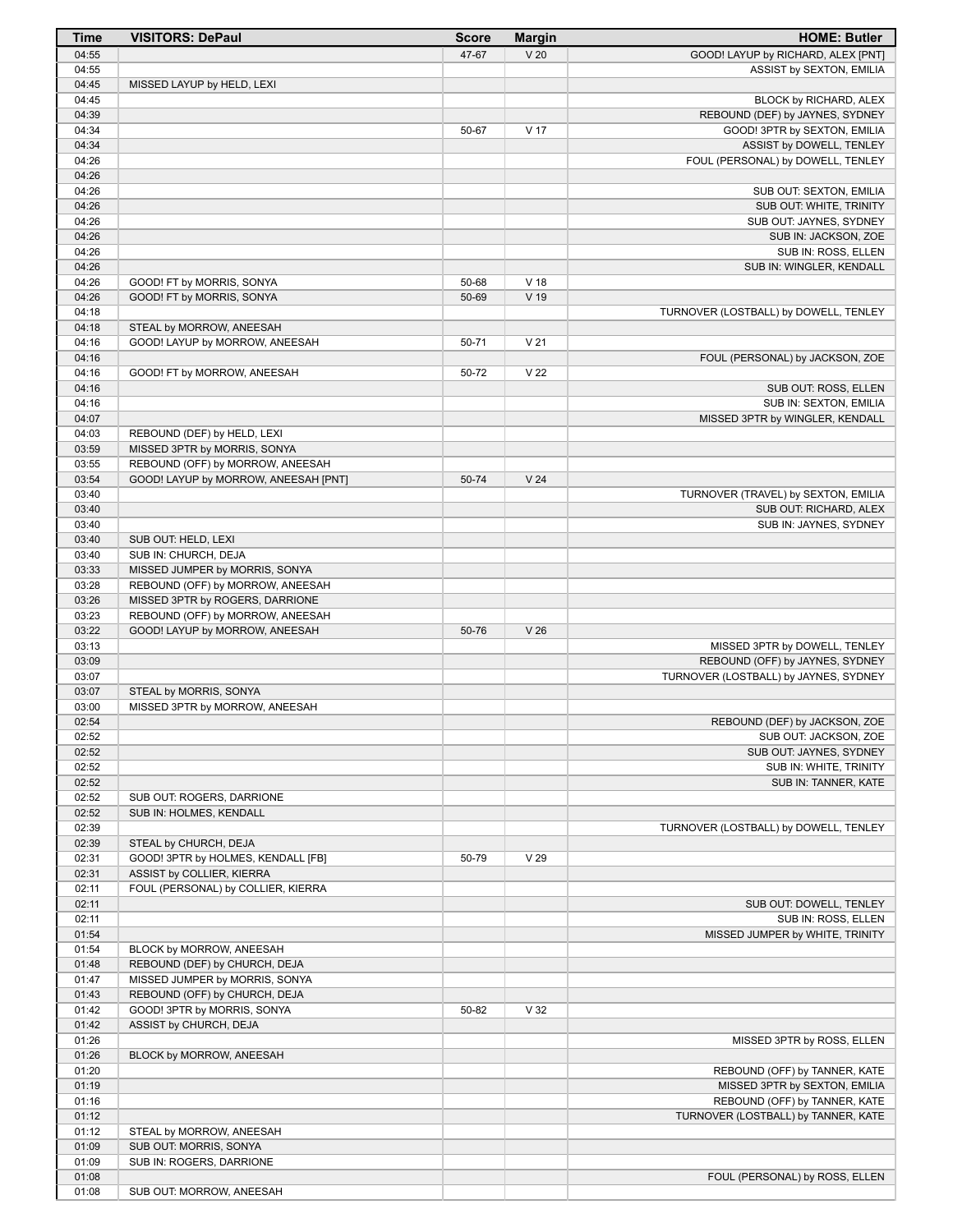| Time | VISITORS: DePaul | Score | Margin | HOME: Butler |
|---|---|---|---|---|
| 04:55 | | 47-67 | V 20 | GOOD! LAYUP by RICHARD, ALEX [PNT] |
| 04:55 | | | | ASSIST by SEXTON, EMILIA |
| 04:45 | MISSED LAYUP by HELD, LEXI | | | |
| 04:45 | | | | BLOCK by RICHARD, ALEX |
| 04:39 | | | | REBOUND (DEF) by JAYNES, SYDNEY |
| 04:34 | | 50-67 | V 17 | GOOD! 3PTR by SEXTON, EMILIA |
| 04:34 | | | | ASSIST by DOWELL, TENLEY |
| 04:26 | | | | FOUL (PERSONAL) by DOWELL, TENLEY |
| 04:26 | | | | |
| 04:26 | | | | SUB OUT: SEXTON, EMILIA |
| 04:26 | | | | SUB OUT: WHITE, TRINITY |
| 04:26 | | | | SUB OUT: JAYNES, SYDNEY |
| 04:26 | | | | SUB IN: JACKSON, ZOE |
| 04:26 | | | | SUB IN: ROSS, ELLEN |
| 04:26 | | | | SUB IN: WINGLER, KENDALL |
| 04:26 | GOOD! FT by MORRIS, SONYA | 50-68 | V 18 | |
| 04:26 | GOOD! FT by MORRIS, SONYA | 50-69 | V 19 | |
| 04:18 | | | | TURNOVER (LOSTBALL) by DOWELL, TENLEY |
| 04:18 | STEAL by MORROW, ANEESAH | | | |
| 04:16 | GOOD! LAYUP by MORROW, ANEESAH | 50-71 | V 21 | |
| 04:16 | | | | FOUL (PERSONAL) by JACKSON, ZOE |
| 04:16 | GOOD! FT by MORROW, ANEESAH | 50-72 | V 22 | |
| 04:16 | | | | SUB OUT: ROSS, ELLEN |
| 04:16 | | | | SUB IN: SEXTON, EMILIA |
| 04:07 | | | | MISSED 3PTR by WINGLER, KENDALL |
| 04:03 | REBOUND (DEF) by HELD, LEXI | | | |
| 03:59 | MISSED 3PTR by MORRIS, SONYA | | | |
| 03:55 | REBOUND (OFF) by MORROW, ANEESAH | | | |
| 03:54 | GOOD! LAYUP by MORROW, ANEESAH [PNT] | 50-74 | V 24 | |
| 03:40 | | | | TURNOVER (TRAVEL) by SEXTON, EMILIA |
| 03:40 | | | | SUB OUT: RICHARD, ALEX |
| 03:40 | | | | SUB IN: JAYNES, SYDNEY |
| 03:40 | SUB OUT: HELD, LEXI | | | |
| 03:40 | SUB IN: CHURCH, DEJA | | | |
| 03:33 | MISSED JUMPER by MORRIS, SONYA | | | |
| 03:28 | REBOUND (OFF) by MORROW, ANEESAH | | | |
| 03:26 | MISSED 3PTR by ROGERS, DARRIONE | | | |
| 03:23 | REBOUND (OFF) by MORROW, ANEESAH | | | |
| 03:22 | GOOD! LAYUP by MORROW, ANEESAH | 50-76 | V 26 | |
| 03:13 | | | | MISSED 3PTR by DOWELL, TENLEY |
| 03:09 | | | | REBOUND (OFF) by JAYNES, SYDNEY |
| 03:07 | | | | TURNOVER (LOSTBALL) by JAYNES, SYDNEY |
| 03:07 | STEAL by MORRIS, SONYA | | | |
| 03:00 | MISSED 3PTR by MORROW, ANEESAH | | | |
| 02:54 | | | | REBOUND (DEF) by JACKSON, ZOE |
| 02:52 | | | | SUB OUT: JACKSON, ZOE |
| 02:52 | | | | SUB OUT: JAYNES, SYDNEY |
| 02:52 | | | | SUB IN: WHITE, TRINITY |
| 02:52 | | | | SUB IN: TANNER, KATE |
| 02:52 | SUB OUT: ROGERS, DARRIONE | | | |
| 02:52 | SUB IN: HOLMES, KENDALL | | | |
| 02:39 | | | | TURNOVER (LOSTBALL) by DOWELL, TENLEY |
| 02:39 | STEAL by CHURCH, DEJA | | | |
| 02:31 | GOOD! 3PTR by HOLMES, KENDALL [FB] | 50-79 | V 29 | |
| 02:31 | ASSIST by COLLIER, KIERRA | | | |
| 02:11 | FOUL (PERSONAL) by COLLIER, KIERRA | | | |
| 02:11 | | | | SUB OUT: DOWELL, TENLEY |
| 02:11 | | | | SUB IN: ROSS, ELLEN |
| 01:54 | | | | MISSED JUMPER by WHITE, TRINITY |
| 01:54 | BLOCK by MORROW, ANEESAH | | | |
| 01:48 | REBOUND (DEF) by CHURCH, DEJA | | | |
| 01:47 | MISSED JUMPER by MORRIS, SONYA | | | |
| 01:43 | REBOUND (OFF) by CHURCH, DEJA | | | |
| 01:42 | GOOD! 3PTR by MORRIS, SONYA | 50-82 | V 32 | |
| 01:42 | ASSIST by CHURCH, DEJA | | | |
| 01:26 | | | | MISSED 3PTR by ROSS, ELLEN |
| 01:26 | BLOCK by MORROW, ANEESAH | | | |
| 01:20 | | | | REBOUND (OFF) by TANNER, KATE |
| 01:19 | | | | MISSED 3PTR by SEXTON, EMILIA |
| 01:16 | | | | REBOUND (OFF) by TANNER, KATE |
| 01:12 | | | | TURNOVER (LOSTBALL) by TANNER, KATE |
| 01:12 | STEAL by MORROW, ANEESAH | | | |
| 01:09 | SUB OUT: MORRIS, SONYA | | | |
| 01:09 | SUB IN: ROGERS, DARRIONE | | | |
| 01:08 | | | | FOUL (PERSONAL) by ROSS, ELLEN |
| 01:08 | SUB OUT: MORROW, ANEESAH | | | |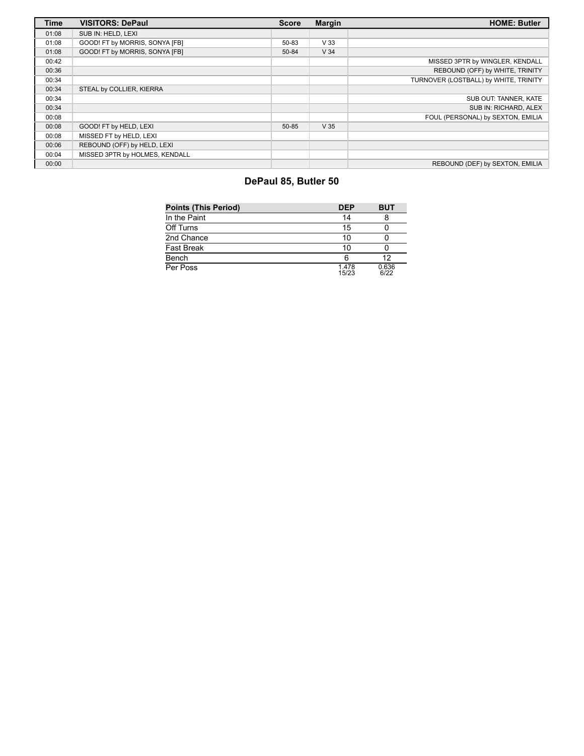| Time | VISITORS: DePaul | Score | Margin | HOME: Butler |
| --- | --- | --- | --- | --- |
| 01:08 | SUB IN: HELD, LEXI | | | |
| 01:08 | GOOD! FT by MORRIS, SONYA [FB] | 50-83 | V 33 | |
| 01:08 | GOOD! FT by MORRIS, SONYA [FB] | 50-84 | V 34 | |
| 00:42 | | | | MISSED 3PTR by WINGLER, KENDALL |
| 00:36 | | | | REBOUND (OFF) by WHITE, TRINITY |
| 00:34 | | | | TURNOVER (LOSTBALL) by WHITE, TRINITY |
| 00:34 | STEAL by COLLIER, KIERRA | | | |
| 00:34 | | | | SUB OUT: TANNER, KATE |
| 00:34 | | | | SUB IN: RICHARD, ALEX |
| 00:08 | | | | FOUL (PERSONAL) by SEXTON, EMILIA |
| 00:08 | GOOD! FT by HELD, LEXI | 50-85 | V 35 | |
| 00:08 | MISSED FT by HELD, LEXI | | | |
| 00:06 | REBOUND (OFF) by HELD, LEXI | | | |
| 00:04 | MISSED 3PTR by HOLMES, KENDALL | | | |
| 00:00 | | | | REBOUND (DEF) by SEXTON, EMILIA |

## DePaul 85, Butler 50

| Points (This Period) | DEP | BUT |
| --- | --- | --- |
| In the Paint | 14 | 8 |
| Off Turns | 15 | 0 |
| 2nd Chance | 10 | 0 |
| Fast Break | 10 | 0 |
| Bench | 6 | 12 |
| Per Poss | 1.478 15/23 | 0.636 6/22 |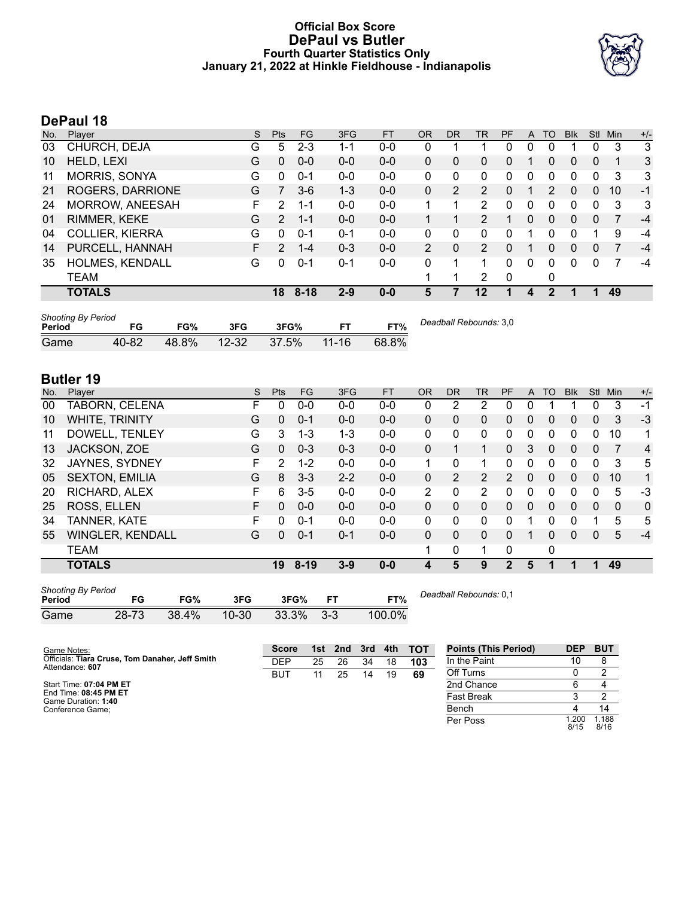# Official Box Score
## DePaul vs Butler
### Fourth Quarter Statistics Only
### January 21, 2022 at Hinkle Fieldhouse - Indianapolis

## DePaul 18

| No. | Player | S | Pts | FG | 3FG | FT | OR | DR | TR | PF | A | TO | Blk | Stl | Min | +/- |
|---|---|---|---|---|---|---|---|---|---|---|---|---|---|---|---|---|
| 03 | CHURCH, DEJA | G | 5 | 2-3 | 1-1 | 0-0 | 0 | 1 | 1 | 0 | 0 | 0 | 1 | 0 | 3 | 3 |
| 10 | HELD, LEXI | G | 0 | 0-0 | 0-0 | 0-0 | 0 | 0 | 0 | 0 | 1 | 0 | 0 | 0 | 1 | 3 |
| 11 | MORRIS, SONYA | G | 0 | 0-1 | 0-0 | 0-0 | 0 | 0 | 0 | 0 | 0 | 0 | 0 | 0 | 3 | 3 |
| 21 | ROGERS, DARRIONE | G | 7 | 3-6 | 1-3 | 0-0 | 0 | 2 | 2 | 0 | 1 | 2 | 0 | 0 | 10 | -1 |
| 24 | MORROW, ANEESAH | F | 2 | 1-1 | 0-0 | 0-0 | 1 | 1 | 2 | 0 | 0 | 0 | 0 | 0 | 3 | 3 |
| 01 | RIMMER, KEKE | G | 2 | 1-1 | 0-0 | 0-0 | 1 | 1 | 2 | 1 | 0 | 0 | 0 | 0 | 7 | -4 |
| 04 | COLLIER, KIERRA | G | 0 | 0-1 | 0-1 | 0-0 | 0 | 0 | 0 | 0 | 1 | 0 | 0 | 1 | 9 | -4 |
| 14 | PURCELL, HANNAH | F | 2 | 1-4 | 0-3 | 0-0 | 2 | 0 | 2 | 0 | 1 | 0 | 0 | 0 | 7 | -4 |
| 35 | HOLMES, KENDALL | G | 0 | 0-1 | 0-1 | 0-0 | 0 | 1 | 1 | 0 | 0 | 0 | 0 | 0 | 7 | -4 |
| | TEAM | | | | | | 1 | 1 | 2 | 0 | | 0 | | | | |
| | **TOTALS** | | **18** | **8-18** | **2-9** | **0-0** | **5** | **7** | **12** | **1** | **4** | **2** | **1** | **1** | **49** | |

*Shooting By Period*

| Period | FG | FG% | 3FG | 3FG% | FT | FT% |
|---|---|---|---|---|---|---|
| Game | 40-82 | 48.8% | 12-32 | 37.5% | 11-16 | 68.8% |

*Deadball Rebounds:* 3,0

## Butler 19

| No. | Player | S | Pts | FG | 3FG | FT | OR | DR | TR | PF | A | TO | Blk | Stl | Min | +/- |
|---|---|---|---|---|---|---|---|---|---|---|---|---|---|---|---|---|
| 00 | TABORN, CELENA | F | 0 | 0-0 | 0-0 | 0-0 | 0 | 2 | 2 | 0 | 0 | 1 | 1 | 0 | 3 | -1 |
| 10 | WHITE, TRINITY | G | 0 | 0-1 | 0-0 | 0-0 | 0 | 0 | 0 | 0 | 0 | 0 | 0 | 0 | 3 | -3 |
| 11 | DOWELL, TENLEY | G | 3 | 1-3 | 1-3 | 0-0 | 0 | 0 | 0 | 0 | 0 | 0 | 0 | 0 | 10 | 1 |
| 13 | JACKSON, ZOE | G | 0 | 0-3 | 0-3 | 0-0 | 0 | 1 | 1 | 0 | 3 | 0 | 0 | 0 | 7 | 4 |
| 32 | JAYNES, SYDNEY | F | 2 | 1-2 | 0-0 | 0-0 | 1 | 0 | 1 | 0 | 0 | 0 | 0 | 0 | 3 | 5 |
| 05 | SEXTON, EMILIA | G | 8 | 3-3 | 2-2 | 0-0 | 0 | 2 | 2 | 2 | 0 | 0 | 0 | 0 | 10 | 1 |
| 20 | RICHARD, ALEX | F | 6 | 3-5 | 0-0 | 0-0 | 2 | 0 | 2 | 0 | 0 | 0 | 0 | 0 | 5 | -3 |
| 25 | ROSS, ELLEN | F | 0 | 0-0 | 0-0 | 0-0 | 0 | 0 | 0 | 0 | 0 | 0 | 0 | 0 | 0 | 0 |
| 34 | TANNER, KATE | F | 0 | 0-1 | 0-0 | 0-0 | 0 | 0 | 0 | 0 | 1 | 0 | 0 | 1 | 5 | 5 |
| 55 | WINGLER, KENDALL | G | 0 | 0-1 | 0-1 | 0-0 | 0 | 0 | 0 | 0 | 1 | 0 | 0 | 0 | 5 | -4 |
| | TEAM | | | | | | 1 | 0 | 1 | 0 | | 0 | | | | |
| | **TOTALS** | | **19** | **8-19** | **3-9** | **0-0** | **4** | **5** | **9** | **2** | **5** | **1** | **1** | **1** | **49** | |

*Shooting By Period*

| Period | FG | FG% | 3FG | 3FG% | FT | FT% |
|---|---|---|---|---|---|---|
| Game | 28-73 | 38.4% | 10-30 | 33.3% | 3-3 | 100.0% |

*Deadball Rebounds:* 0,1

Game Notes:
Officials: **Tiara Cruse, Tom Danaher, Jeff Smith**
Attendance: **607**

Start Time: **07:04 PM ET**
End Time: **08:45 PM ET**
Game Duration: **1:40**
Conference Game;

| Score | 1st | 2nd | 3rd | 4th | TOT |
|---|---|---|---|---|---|
| DEP | 25 | 26 | 34 | 18 | **103** |
| BUT | 11 | 25 | 14 | 19 | **69** |

| Points (This Period) | DEP | BUT |
|---|---|---|
| In the Paint | 10 | 8 |
| Off Turns | 0 | 2 |
| 2nd Chance | 6 | 4 |
| Fast Break | 3 | 2 |
| Bench | 4 | 14 |
| Per Poss | 1.200 8/15 | 1.188 8/16 |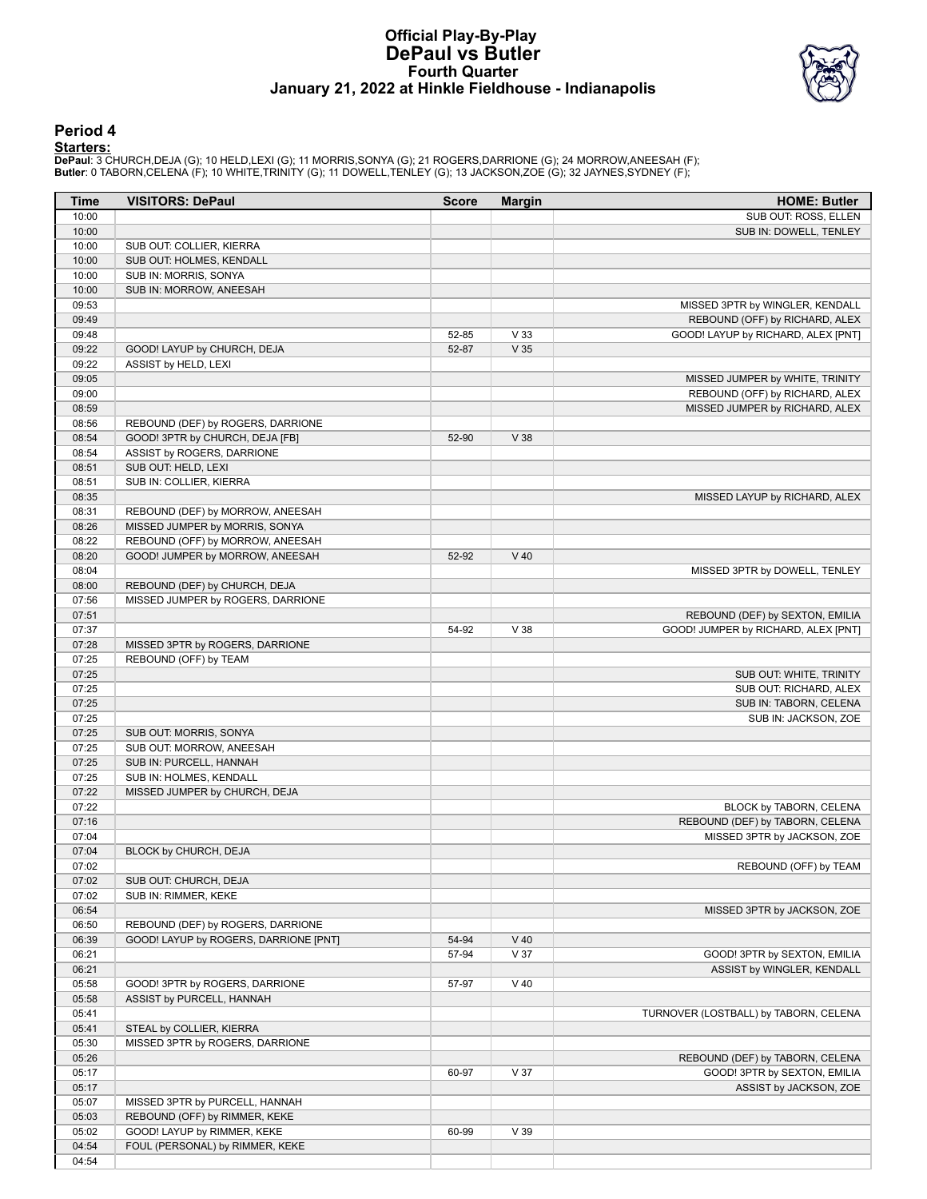# Official Play-By-Play
# DePaul vs Butler
# Fourth Quarter
# January 21, 2022 at Hinkle Fieldhouse - Indianapolis

## Period 4

**Starters:**

**DePaul**: 3 CHURCH,DEJA (G); 10 HELD,LEXI (G); 11 MORRIS,SONYA (G); 21 ROGERS,DARRIONE (G); 24 MORROW,ANEESAH (F);
**Butler**: 0 TABORN,CELENA (F); 10 WHITE,TRINITY (G); 11 DOWELL,TENLEY (G); 13 JACKSON,ZOE (G); 32 JAYNES,SYDNEY (F);

| Time | VISITORS: DePaul | Score | Margin | HOME: Butler |
|---|---|---|---|---|
| 10:00 | | | | SUB OUT: ROSS, ELLEN |
| 10:00 | | | | SUB IN: DOWELL, TENLEY |
| 10:00 | SUB OUT: COLLIER, KIERRA | | | |
| 10:00 | SUB OUT: HOLMES, KENDALL | | | |
| 10:00 | SUB IN: MORRIS, SONYA | | | |
| 10:00 | SUB IN: MORROW, ANEESAH | | | |
| 09:53 | | | | MISSED 3PTR by WINGLER, KENDALL |
| 09:49 | | | | REBOUND (OFF) by RICHARD, ALEX |
| 09:48 | | 52-85 | V 33 | GOOD! LAYUP by RICHARD, ALEX [PNT] |
| 09:22 | GOOD! LAYUP by CHURCH, DEJA | 52-87 | V 35 | |
| 09:22 | ASSIST by HELD, LEXI | | | |
| 09:05 | | | | MISSED JUMPER by WHITE, TRINITY |
| 09:00 | | | | REBOUND (OFF) by RICHARD, ALEX |
| 08:59 | | | | MISSED JUMPER by RICHARD, ALEX |
| 08:56 | REBOUND (DEF) by ROGERS, DARRIONE | | | |
| 08:54 | GOOD! 3PTR by CHURCH, DEJA [FB] | 52-90 | V 38 | |
| 08:54 | ASSIST by ROGERS, DARRIONE | | | |
| 08:51 | SUB OUT: HELD, LEXI | | | |
| 08:51 | SUB IN: COLLIER, KIERRA | | | |
| 08:35 | | | | MISSED LAYUP by RICHARD, ALEX |
| 08:31 | REBOUND (DEF) by MORROW, ANEESAH | | | |
| 08:26 | MISSED JUMPER by MORRIS, SONYA | | | |
| 08:22 | REBOUND (OFF) by MORROW, ANEESAH | | | |
| 08:20 | GOOD! JUMPER by MORROW, ANEESAH | 52-92 | V 40 | |
| 08:04 | | | | MISSED 3PTR by DOWELL, TENLEY |
| 08:00 | REBOUND (DEF) by CHURCH, DEJA | | | |
| 07:56 | MISSED JUMPER by ROGERS, DARRIONE | | | |
| 07:51 | | | | REBOUND (DEF) by SEXTON, EMILIA |
| 07:37 | | 54-92 | V 38 | GOOD! JUMPER by RICHARD, ALEX [PNT] |
| 07:28 | MISSED 3PTR by ROGERS, DARRIONE | | | |
| 07:25 | REBOUND (OFF) by TEAM | | | |
| 07:25 | | | | SUB OUT: WHITE, TRINITY |
| 07:25 | | | | SUB OUT: RICHARD, ALEX |
| 07:25 | | | | SUB IN: TABORN, CELENA |
| 07:25 | | | | SUB IN: JACKSON, ZOE |
| 07:25 | SUB OUT: MORRIS, SONYA | | | |
| 07:25 | SUB OUT: MORROW, ANEESAH | | | |
| 07:25 | SUB IN: PURCELL, HANNAH | | | |
| 07:25 | SUB IN: HOLMES, KENDALL | | | |
| 07:22 | MISSED JUMPER by CHURCH, DEJA | | | |
| 07:22 | | | | BLOCK by TABORN, CELENA |
| 07:16 | | | | REBOUND (DEF) by TABORN, CELENA |
| 07:04 | | | | MISSED 3PTR by JACKSON, ZOE |
| 07:04 | BLOCK by CHURCH, DEJA | | | |
| 07:02 | | | | REBOUND (OFF) by TEAM |
| 07:02 | SUB OUT: CHURCH, DEJA | | | |
| 07:02 | SUB IN: RIMMER, KEKE | | | |
| 06:54 | | | | MISSED 3PTR by JACKSON, ZOE |
| 06:50 | REBOUND (DEF) by ROGERS, DARRIONE | | | |
| 06:39 | GOOD! LAYUP by ROGERS, DARRIONE [PNT] | 54-94 | V 40 | |
| 06:21 | | 57-94 | V 37 | GOOD! 3PTR by SEXTON, EMILIA |
| 06:21 | | | | ASSIST by WINGLER, KENDALL |
| 05:58 | GOOD! 3PTR by ROGERS, DARRIONE | 57-97 | V 40 | |
| 05:58 | ASSIST by PURCELL, HANNAH | | | |
| 05:41 | | | | TURNOVER (LOSTBALL) by TABORN, CELENA |
| 05:41 | STEAL by COLLIER, KIERRA | | | |
| 05:30 | MISSED 3PTR by ROGERS, DARRIONE | | | |
| 05:26 | | | | REBOUND (DEF) by TABORN, CELENA |
| 05:17 | | 60-97 | V 37 | GOOD! 3PTR by SEXTON, EMILIA |
| 05:17 | | | | ASSIST by JACKSON, ZOE |
| 05:07 | MISSED 3PTR by PURCELL, HANNAH | | | |
| 05:03 | REBOUND (OFF) by RIMMER, KEKE | | | |
| 05:02 | GOOD! LAYUP by RIMMER, KEKE | 60-99 | V 39 | |
| 04:54 | FOUL (PERSONAL) by RIMMER, KEKE | | | |
| 04:54 | | | | |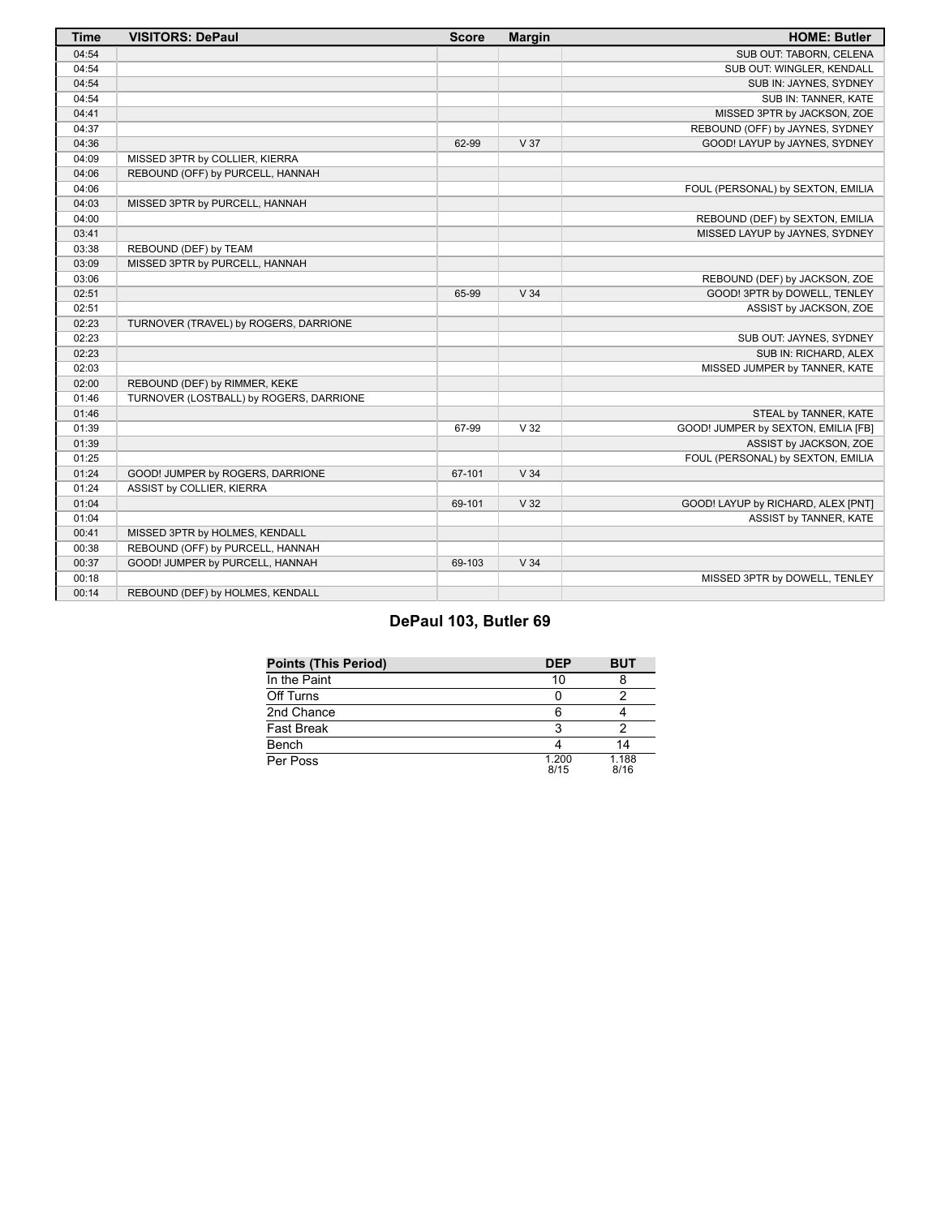| Time | VISITORS: DePaul | Score | Margin | HOME: Butler |
|---|---|---|---|---|
| 04:54 | | | | SUB OUT: TABORN, CELENA |
| 04:54 | | | | SUB OUT: WINGLER, KENDALL |
| 04:54 | | | | SUB IN: JAYNES, SYDNEY |
| 04:54 | | | | SUB IN: TANNER, KATE |
| 04:41 | | | | MISSED 3PTR by JACKSON, ZOE |
| 04:37 | | | | REBOUND (OFF) by JAYNES, SYDNEY |
| 04:36 | | 62-99 | V 37 | GOOD! LAYUP by JAYNES, SYDNEY |
| 04:09 | MISSED 3PTR by COLLIER, KIERRA | | | |
| 04:06 | REBOUND (OFF) by PURCELL, HANNAH | | | |
| 04:06 | | | | FOUL (PERSONAL) by SEXTON, EMILIA |
| 04:03 | MISSED 3PTR by PURCELL, HANNAH | | | |
| 04:00 | | | | REBOUND (DEF) by SEXTON, EMILIA |
| 03:41 | | | | MISSED LAYUP by JAYNES, SYDNEY |
| 03:38 | REBOUND (DEF) by TEAM | | | |
| 03:09 | MISSED 3PTR by PURCELL, HANNAH | | | |
| 03:06 | | | | REBOUND (DEF) by JACKSON, ZOE |
| 02:51 | | 65-99 | V 34 | GOOD! 3PTR by DOWELL, TENLEY |
| 02:51 | | | | ASSIST by JACKSON, ZOE |
| 02:23 | TURNOVER (TRAVEL) by ROGERS, DARRIONE | | | |
| 02:23 | | | | SUB OUT: JAYNES, SYDNEY |
| 02:23 | | | | SUB IN: RICHARD, ALEX |
| 02:03 | | | | MISSED JUMPER by TANNER, KATE |
| 02:00 | REBOUND (DEF) by RIMMER, KEKE | | | |
| 01:46 | TURNOVER (LOSTBALL) by ROGERS, DARRIONE | | | |
| 01:46 | | | | STEAL by TANNER, KATE |
| 01:39 | | 67-99 | V 32 | GOOD! JUMPER by SEXTON, EMILIA [FB] |
| 01:39 | | | | ASSIST by JACKSON, ZOE |
| 01:25 | | | | FOUL (PERSONAL) by SEXTON, EMILIA |
| 01:24 | GOOD! JUMPER by ROGERS, DARRIONE | 67-101 | V 34 | |
| 01:24 | ASSIST by COLLIER, KIERRA | | | |
| 01:04 | | 69-101 | V 32 | GOOD! LAYUP by RICHARD, ALEX [PNT] |
| 01:04 | | | | ASSIST by TANNER, KATE |
| 00:41 | MISSED 3PTR by HOLMES, KENDALL | | | |
| 00:38 | REBOUND (OFF) by PURCELL, HANNAH | | | |
| 00:37 | GOOD! JUMPER by PURCELL, HANNAH | 69-103 | V 34 | |
| 00:18 | | | | MISSED 3PTR by DOWELL, TENLEY |
| 00:14 | REBOUND (DEF) by HOLMES, KENDALL | | | |

## DePaul 103, Butler 69

| Points (This Period) | DEP | BUT |
|---|---|---|
| In the Paint | 10 | 8 |
| Off Turns | 0 | 2 |
| 2nd Chance | 6 | 4 |
| Fast Break | 3 | 2 |
| Bench | 4 | 14 |
| Per Poss | 1.200 8/15 | 1.188 8/16 |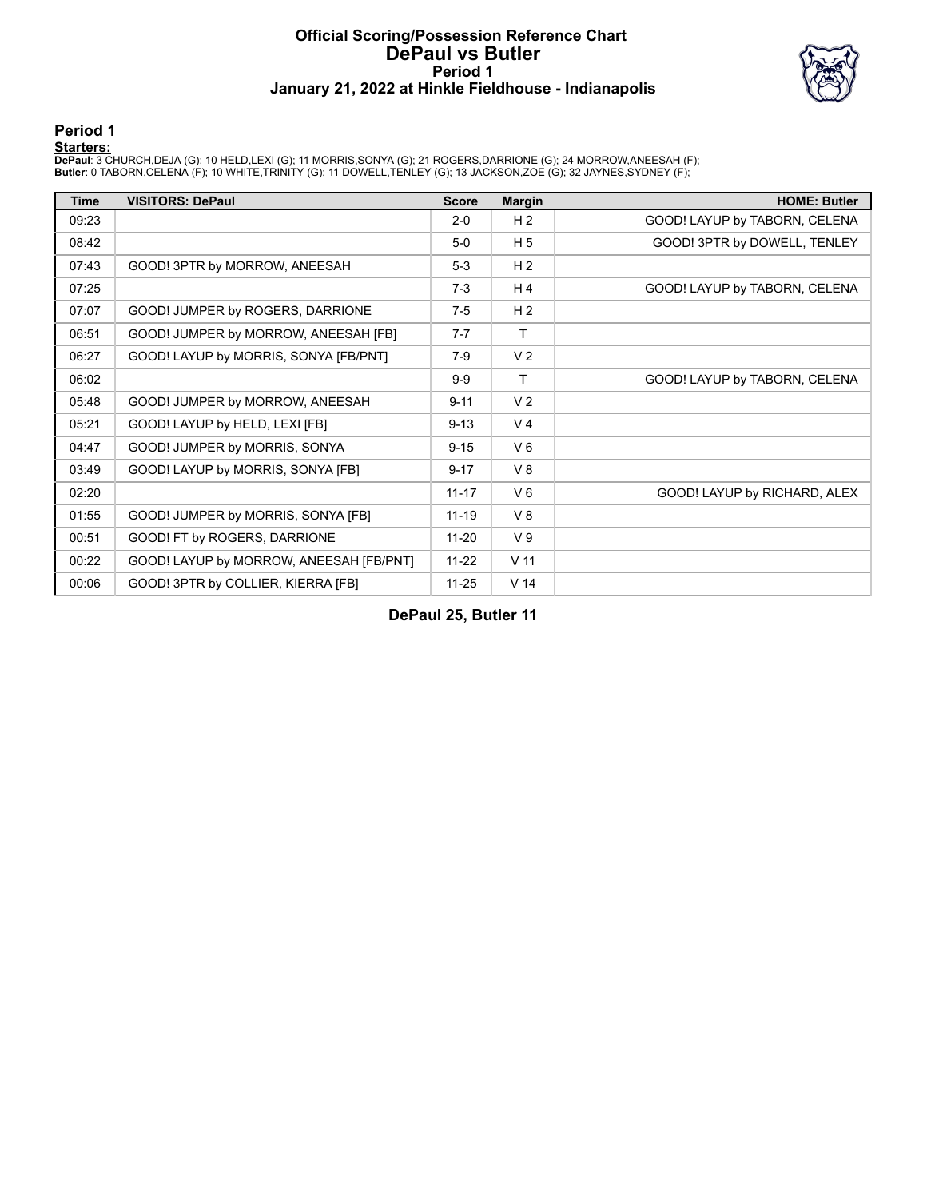# Official Scoring/Possession Reference Chart
# DePaul vs Butler
# Period 1
# January 21, 2022 at Hinkle Fieldhouse - Indianapolis

## Period 1

**Starters:**

**DePaul**: 3 CHURCH,DEJA (G); 10 HELD,LEXI (G); 11 MORRIS,SONYA (G); 21 ROGERS,DARRIONE (G); 24 MORROW,ANEESAH (F);
**Butler**: 0 TABORN,CELENA (F); 10 WHITE,TRINITY (G); 11 DOWELL,TENLEY (G); 13 JACKSON,ZOE (G); 32 JAYNES,SYDNEY (F);

| Time | VISITORS: DePaul | Score | Margin | HOME: Butler |
|---|---|---|---|---|
| 09:23 | | 2-0 | H 2 | GOOD! LAYUP by TABORN, CELENA |
| 08:42 | | 5-0 | H 5 | GOOD! 3PTR by DOWELL, TENLEY |
| 07:43 | GOOD! 3PTR by MORROW, ANEESAH | 5-3 | H 2 | |
| 07:25 | | 7-3 | H 4 | GOOD! LAYUP by TABORN, CELENA |
| 07:07 | GOOD! JUMPER by ROGERS, DARRIONE | 7-5 | H 2 | |
| 06:51 | GOOD! JUMPER by MORROW, ANEESAH [FB] | 7-7 | T | |
| 06:27 | GOOD! LAYUP by MORRIS, SONYA [FB/PNT] | 7-9 | V 2 | |
| 06:02 | | 9-9 | T | GOOD! LAYUP by TABORN, CELENA |
| 05:48 | GOOD! JUMPER by MORROW, ANEESAH | 9-11 | V 2 | |
| 05:21 | GOOD! LAYUP by HELD, LEXI [FB] | 9-13 | V 4 | |
| 04:47 | GOOD! JUMPER by MORRIS, SONYA | 9-15 | V 6 | |
| 03:49 | GOOD! LAYUP by MORRIS, SONYA [FB] | 9-17 | V 8 | |
| 02:20 | | 11-17 | V 6 | GOOD! LAYUP by RICHARD, ALEX |
| 01:55 | GOOD! JUMPER by MORRIS, SONYA [FB] | 11-19 | V 8 | |
| 00:51 | GOOD! FT by ROGERS, DARRIONE | 11-20 | V 9 | |
| 00:22 | GOOD! LAYUP by MORROW, ANEESAH [FB/PNT] | 11-22 | V 11 | |
| 00:06 | GOOD! 3PTR by COLLIER, KIERRA [FB] | 11-25 | V 14 | |

**DePaul 25, Butler 11**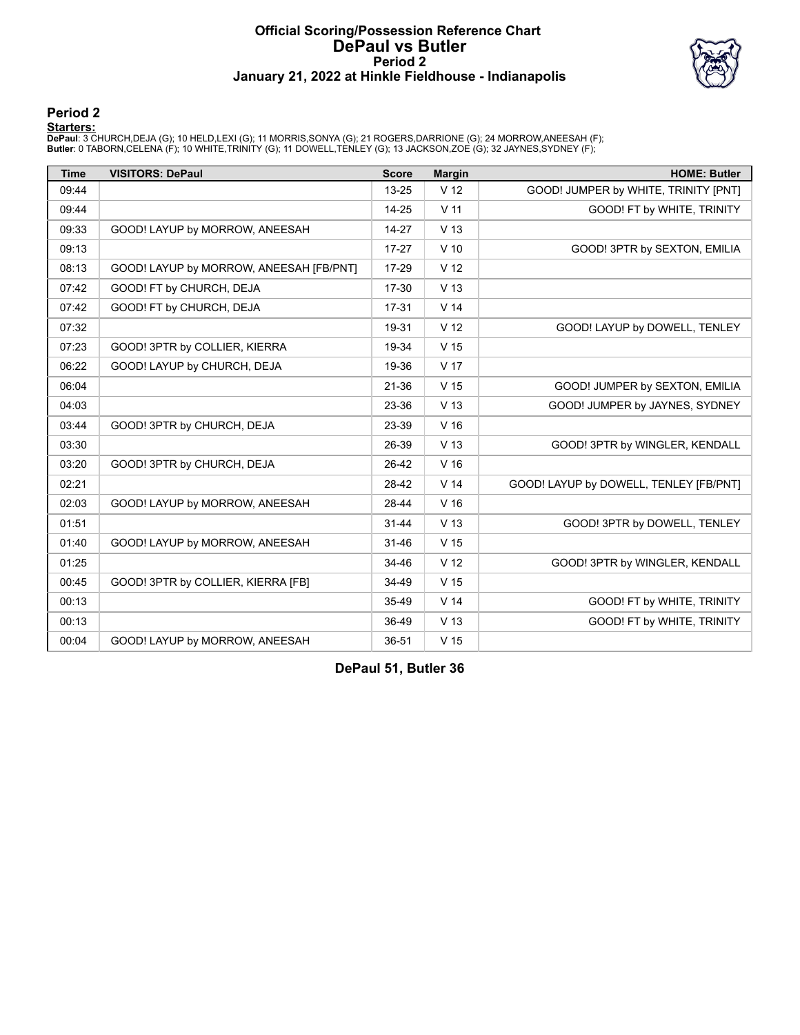# Official Scoring/Possession Reference Chart
# DePaul vs Butler
## Period 2
### January 21, 2022 at Hinkle Fieldhouse - Indianapolis

## Period 2

**Starters:**

**DePaul**: 3 CHURCH,DEJA (G); 10 HELD,LEXI (G); 11 MORRIS,SONYA (G); 21 ROGERS,DARRIONE (G); 24 MORROW,ANEESAH (F);
**Butler**: 0 TABORN,CELENA (F); 10 WHITE,TRINITY (G); 11 DOWELL,TENLEY (G); 13 JACKSON,ZOE (G); 32 JAYNES,SYDNEY (F);

| Time | VISITORS: DePaul | Score | Margin | HOME: Butler |
|---|---|---|---|---|
| 09:44 | | 13-25 | V 12 | GOOD! JUMPER by WHITE, TRINITY [PNT] |
| 09:44 | | 14-25 | V 11 | GOOD! FT by WHITE, TRINITY |
| 09:33 | GOOD! LAYUP by MORROW, ANEESAH | 14-27 | V 13 | |
| 09:13 | | 17-27 | V 10 | GOOD! 3PTR by SEXTON, EMILIA |
| 08:13 | GOOD! LAYUP by MORROW, ANEESAH [FB/PNT] | 17-29 | V 12 | |
| 07:42 | GOOD! FT by CHURCH, DEJA | 17-30 | V 13 | |
| 07:42 | GOOD! FT by CHURCH, DEJA | 17-31 | V 14 | |
| 07:32 | | 19-31 | V 12 | GOOD! LAYUP by DOWELL, TENLEY |
| 07:23 | GOOD! 3PTR by COLLIER, KIERRA | 19-34 | V 15 | |
| 06:22 | GOOD! LAYUP by CHURCH, DEJA | 19-36 | V 17 | |
| 06:04 | | 21-36 | V 15 | GOOD! JUMPER by SEXTON, EMILIA |
| 04:03 | | 23-36 | V 13 | GOOD! JUMPER by JAYNES, SYDNEY |
| 03:44 | GOOD! 3PTR by CHURCH, DEJA | 23-39 | V 16 | |
| 03:30 | | 26-39 | V 13 | GOOD! 3PTR by WINGLER, KENDALL |
| 03:20 | GOOD! 3PTR by CHURCH, DEJA | 26-42 | V 16 | |
| 02:21 | | 28-42 | V 14 | GOOD! LAYUP by DOWELL, TENLEY [FB/PNT] |
| 02:03 | GOOD! LAYUP by MORROW, ANEESAH | 28-44 | V 16 | |
| 01:51 | | 31-44 | V 13 | GOOD! 3PTR by DOWELL, TENLEY |
| 01:40 | GOOD! LAYUP by MORROW, ANEESAH | 31-46 | V 15 | |
| 01:25 | | 34-46 | V 12 | GOOD! 3PTR by WINGLER, KENDALL |
| 00:45 | GOOD! 3PTR by COLLIER, KIERRA [FB] | 34-49 | V 15 | |
| 00:13 | | 35-49 | V 14 | GOOD! FT by WHITE, TRINITY |
| 00:13 | | 36-49 | V 13 | GOOD! FT by WHITE, TRINITY |
| 00:04 | GOOD! LAYUP by MORROW, ANEESAH | 36-51 | V 15 | |

**DePaul 51, Butler 36**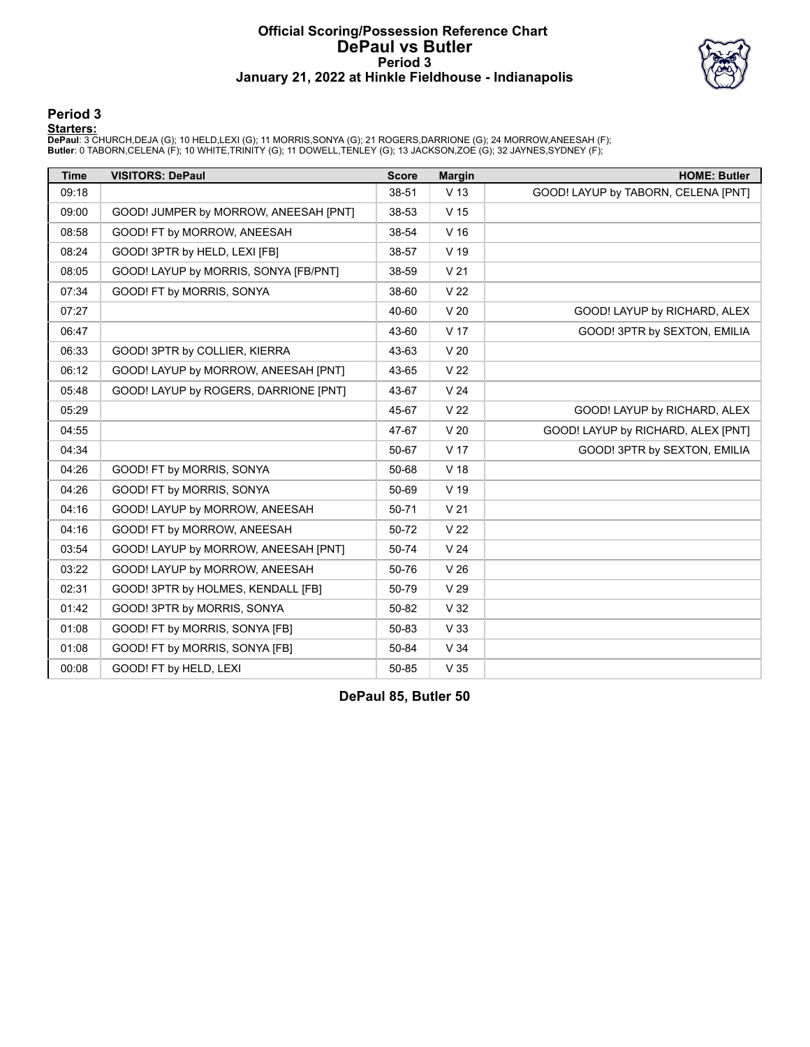# Official Scoring/Possession Reference Chart
# DePaul vs Butler
# Period 3
# January 21, 2022 at Hinkle Fieldhouse - Indianapolis

## Period 3

**Starters:**

**DePaul**: 3 CHURCH,DEJA (G); 10 HELD,LEXI (G); 11 MORRIS,SONYA (G); 21 ROGERS,DARRIONE (G); 24 MORROW,ANEESAH (F);
**Butler**: 0 TABORN,CELENA (F); 10 WHITE,TRINITY (G); 11 DOWELL,TENLEY (G); 13 JACKSON,ZOE (G); 32 JAYNES,SYDNEY (F);

| Time | VISITORS: DePaul | Score | Margin | HOME: Butler |
|---|---|---|---|---|
| 09:18 | | 38-51 | V 13 | GOOD! LAYUP by TABORN, CELENA [PNT] |
| 09:00 | GOOD! JUMPER by MORROW, ANEESAH [PNT] | 38-53 | V 15 | |
| 08:58 | GOOD! FT by MORROW, ANEESAH | 38-54 | V 16 | |
| 08:24 | GOOD! 3PTR by HELD, LEXI [FB] | 38-57 | V 19 | |
| 08:05 | GOOD! LAYUP by MORRIS, SONYA [FB/PNT] | 38-59 | V 21 | |
| 07:34 | GOOD! FT by MORRIS, SONYA | 38-60 | V 22 | |
| 07:27 | | 40-60 | V 20 | GOOD! LAYUP by RICHARD, ALEX |
| 06:47 | | 43-60 | V 17 | GOOD! 3PTR by SEXTON, EMILIA |
| 06:33 | GOOD! 3PTR by COLLIER, KIERRA | 43-63 | V 20 | |
| 06:12 | GOOD! LAYUP by MORROW, ANEESAH [PNT] | 43-65 | V 22 | |
| 05:48 | GOOD! LAYUP by ROGERS, DARRIONE [PNT] | 43-67 | V 24 | |
| 05:29 | | 45-67 | V 22 | GOOD! LAYUP by RICHARD, ALEX |
| 04:55 | | 47-67 | V 20 | GOOD! LAYUP by RICHARD, ALEX [PNT] |
| 04:34 | | 50-67 | V 17 | GOOD! 3PTR by SEXTON, EMILIA |
| 04:26 | GOOD! FT by MORRIS, SONYA | 50-68 | V 18 | |
| 04:26 | GOOD! FT by MORRIS, SONYA | 50-69 | V 19 | |
| 04:16 | GOOD! LAYUP by MORROW, ANEESAH | 50-71 | V 21 | |
| 04:16 | GOOD! FT by MORROW, ANEESAH | 50-72 | V 22 | |
| 03:54 | GOOD! LAYUP by MORROW, ANEESAH [PNT] | 50-74 | V 24 | |
| 03:22 | GOOD! LAYUP by MORROW, ANEESAH | 50-76 | V 26 | |
| 02:31 | GOOD! 3PTR by HOLMES, KENDALL [FB] | 50-79 | V 29 | |
| 01:42 | GOOD! 3PTR by MORRIS, SONYA | 50-82 | V 32 | |
| 01:08 | GOOD! FT by MORRIS, SONYA [FB] | 50-83 | V 33 | |
| 01:08 | GOOD! FT by MORRIS, SONYA [FB] | 50-84 | V 34 | |
| 00:08 | GOOD! FT by HELD, LEXI | 50-85 | V 35 | |

**DePaul 85, Butler 50**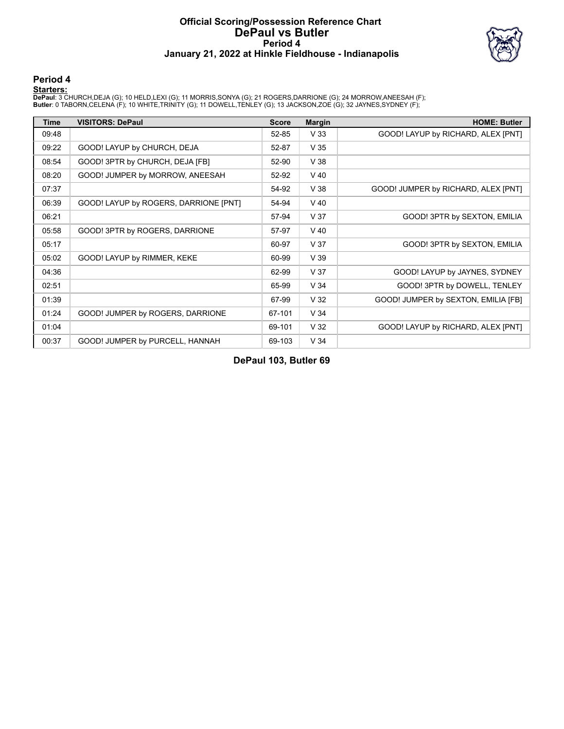# Official Scoring/Possession Reference Chart
# DePaul vs Butler
## Period 4
### January 21, 2022 at Hinkle Fieldhouse - Indianapolis

## Period 4

**Starters:**

**DePaul**: 3 CHURCH,DEJA (G); 10 HELD,LEXI (G); 11 MORRIS,SONYA (G); 21 ROGERS,DARRIONE (G); 24 MORROW,ANEESAH (F);
**Butler**: 0 TABORN,CELENA (F); 10 WHITE,TRINITY (G); 11 DOWELL,TENLEY (G); 13 JACKSON,ZOE (G); 32 JAYNES,SYDNEY (F);

| Time | VISITORS: DePaul | Score | Margin | HOME: Butler |
|---|---|---|---|---|
| 09:48 | | 52-85 | V 33 | GOOD! LAYUP by RICHARD, ALEX [PNT] |
| 09:22 | GOOD! LAYUP by CHURCH, DEJA | 52-87 | V 35 | |
| 08:54 | GOOD! 3PTR by CHURCH, DEJA [FB] | 52-90 | V 38 | |
| 08:20 | GOOD! JUMPER by MORROW, ANEESAH | 52-92 | V 40 | |
| 07:37 | | 54-92 | V 38 | GOOD! JUMPER by RICHARD, ALEX [PNT] |
| 06:39 | GOOD! LAYUP by ROGERS, DARRIONE [PNT] | 54-94 | V 40 | |
| 06:21 | | 57-94 | V 37 | GOOD! 3PTR by SEXTON, EMILIA |
| 05:58 | GOOD! 3PTR by ROGERS, DARRIONE | 57-97 | V 40 | |
| 05:17 | | 60-97 | V 37 | GOOD! 3PTR by SEXTON, EMILIA |
| 05:02 | GOOD! LAYUP by RIMMER, KEKE | 60-99 | V 39 | |
| 04:36 | | 62-99 | V 37 | GOOD! LAYUP by JAYNES, SYDNEY |
| 02:51 | | 65-99 | V 34 | GOOD! 3PTR by DOWELL, TENLEY |
| 01:39 | | 67-99 | V 32 | GOOD! JUMPER by SEXTON, EMILIA [FB] |
| 01:24 | GOOD! JUMPER by ROGERS, DARRIONE | 67-101 | V 34 | |
| 01:04 | | 69-101 | V 32 | GOOD! LAYUP by RICHARD, ALEX [PNT] |
| 00:37 | GOOD! JUMPER by PURCELL, HANNAH | 69-103 | V 34 | |

**DePaul 103, Butler 69**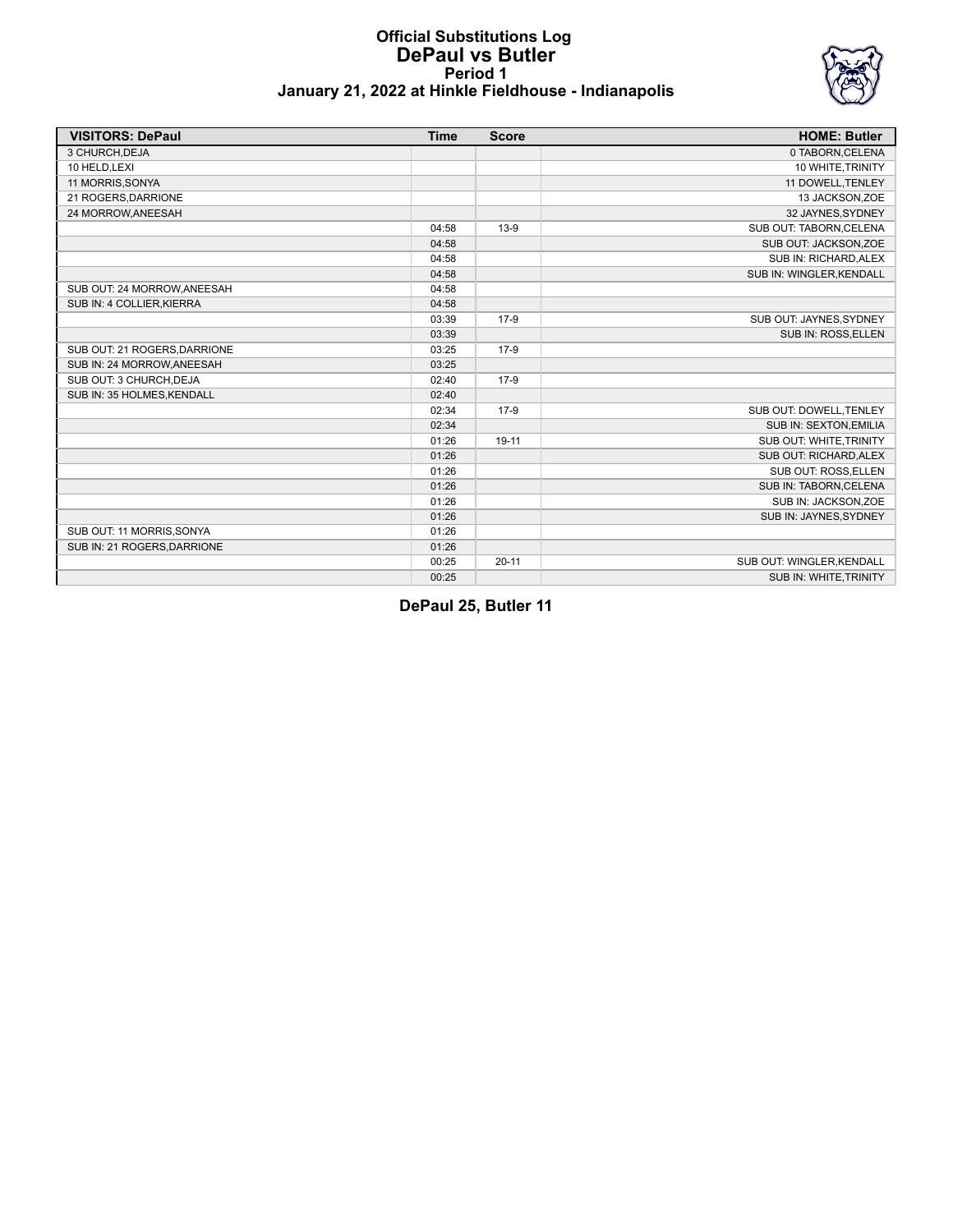# Official Substitutions Log
# DePaul vs Butler
## Period 1
### January 21, 2022 at Hinkle Fieldhouse - Indianapolis

| VISITORS: DePaul | Time | Score | HOME: Butler |
|---|---|---|---|
| 3 CHURCH,DEJA | | | 0 TABORN,CELENA |
| 10 HELD,LEXI | | | 10 WHITE,TRINITY |
| 11 MORRIS,SONYA | | | 11 DOWELL,TENLEY |
| 21 ROGERS,DARRIONE | | | 13 JACKSON,ZOE |
| 24 MORROW,ANEESAH | | | 32 JAYNES,SYDNEY |
| | 04:58 | 13-9 | SUB OUT: TABORN,CELENA |
| | 04:58 | | SUB OUT: JACKSON,ZOE |
| | 04:58 | | SUB IN: RICHARD,ALEX |
| | 04:58 | | SUB IN: WINGLER,KENDALL |
| SUB OUT: 24 MORROW,ANEESAH | 04:58 | | |
| SUB IN: 4 COLLIER,KIERRA | 04:58 | | |
| | 03:39 | 17-9 | SUB OUT: JAYNES,SYDNEY |
| | 03:39 | | SUB IN: ROSS,ELLEN |
| SUB OUT: 21 ROGERS,DARRIONE | 03:25 | 17-9 | |
| SUB IN: 24 MORROW,ANEESAH | 03:25 | | |
| SUB OUT: 3 CHURCH,DEJA | 02:40 | 17-9 | |
| SUB IN: 35 HOLMES,KENDALL | 02:40 | | |
| | 02:34 | 17-9 | SUB OUT: DOWELL,TENLEY |
| | 02:34 | | SUB IN: SEXTON,EMILIA |
| | 01:26 | 19-11 | SUB OUT: WHITE,TRINITY |
| | 01:26 | | SUB OUT: RICHARD,ALEX |
| | 01:26 | | SUB OUT: ROSS,ELLEN |
| | 01:26 | | SUB IN: TABORN,CELENA |
| | 01:26 | | SUB IN: JACKSON,ZOE |
| | 01:26 | | SUB IN: JAYNES,SYDNEY |
| SUB OUT: 11 MORRIS,SONYA | 01:26 | | |
| SUB IN: 21 ROGERS,DARRIONE | 01:26 | | |
| | 00:25 | 20-11 | SUB OUT: WINGLER,KENDALL |
| | 00:25 | | SUB IN: WHITE,TRINITY |

**DePaul 25, Butler 11**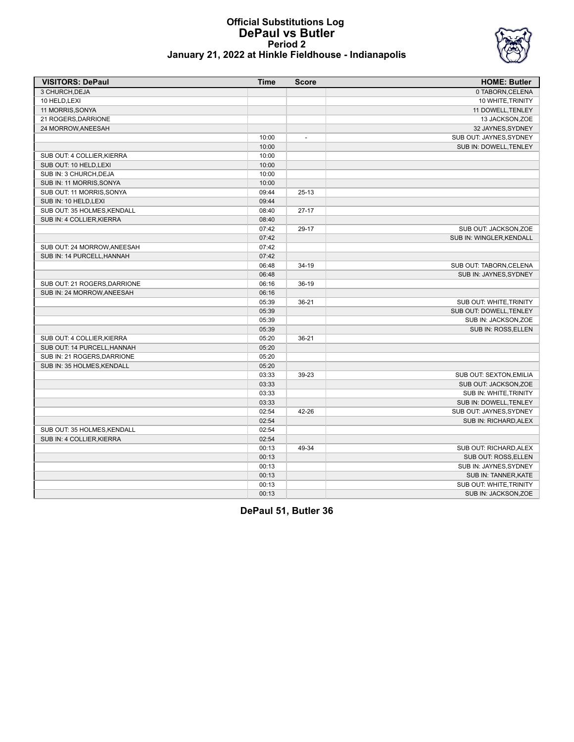# Official Substitutions Log
## DePaul vs Butler
### Period 2
### January 21, 2022 at Hinkle Fieldhouse - Indianapolis

| VISITORS: DePaul | Time | Score | HOME: Butler |
|---|---|---|---|
| 3 CHURCH,DEJA | | | 0 TABORN,CELENA |
| 10 HELD,LEXI | | | 10 WHITE,TRINITY |
| 11 MORRIS,SONYA | | | 11 DOWELL,TENLEY |
| 21 ROGERS,DARRIONE | | | 13 JACKSON,ZOE |
| 24 MORROW,ANEESAH | | | 32 JAYNES,SYDNEY |
| | 10:00 | - | SUB OUT: JAYNES,SYDNEY |
| | 10:00 | | SUB IN: DOWELL,TENLEY |
| SUB OUT: 4 COLLIER,KIERRA | 10:00 | | |
| SUB OUT: 10 HELD,LEXI | 10:00 | | |
| SUB IN: 3 CHURCH,DEJA | 10:00 | | |
| SUB IN: 11 MORRIS,SONYA | 10:00 | | |
| SUB OUT: 11 MORRIS,SONYA | 09:44 | 25-13 | |
| SUB IN: 10 HELD,LEXI | 09:44 | | |
| SUB OUT: 35 HOLMES,KENDALL | 08:40 | 27-17 | |
| SUB IN: 4 COLLIER,KIERRA | 08:40 | | |
| | 07:42 | 29-17 | SUB OUT: JACKSON,ZOE |
| | 07:42 | | SUB IN: WINGLER,KENDALL |
| SUB OUT: 24 MORROW,ANEESAH | 07:42 | | |
| SUB IN: 14 PURCELL,HANNAH | 07:42 | | |
| | 06:48 | 34-19 | SUB OUT: TABORN,CELENA |
| | 06:48 | | SUB IN: JAYNES,SYDNEY |
| SUB OUT: 21 ROGERS,DARRIONE | 06:16 | 36-19 | |
| SUB IN: 24 MORROW,ANEESAH | 06:16 | | |
| | 05:39 | 36-21 | SUB OUT: WHITE,TRINITY |
| | 05:39 | | SUB OUT: DOWELL,TENLEY |
| | 05:39 | | SUB IN: JACKSON,ZOE |
| | 05:39 | | SUB IN: ROSS,ELLEN |
| SUB OUT: 4 COLLIER,KIERRA | 05:20 | 36-21 | |
| SUB OUT: 14 PURCELL,HANNAH | 05:20 | | |
| SUB IN: 21 ROGERS,DARRIONE | 05:20 | | |
| SUB IN: 35 HOLMES,KENDALL | 05:20 | | |
| | 03:33 | 39-23 | SUB OUT: SEXTON,EMILIA |
| | 03:33 | | SUB OUT: JACKSON,ZOE |
| | 03:33 | | SUB IN: WHITE,TRINITY |
| | 03:33 | | SUB IN: DOWELL,TENLEY |
| | 02:54 | 42-26 | SUB OUT: JAYNES,SYDNEY |
| | 02:54 | | SUB IN: RICHARD,ALEX |
| SUB OUT: 35 HOLMES,KENDALL | 02:54 | | |
| SUB IN: 4 COLLIER,KIERRA | 02:54 | | |
| | 00:13 | 49-34 | SUB OUT: RICHARD,ALEX |
| | 00:13 | | SUB OUT: ROSS,ELLEN |
| | 00:13 | | SUB IN: JAYNES,SYDNEY |
| | 00:13 | | SUB IN: TANNER,KATE |
| | 00:13 | | SUB OUT: WHITE,TRINITY |
| | 00:13 | | SUB IN: JACKSON,ZOE |

**DePaul 51, Butler 36**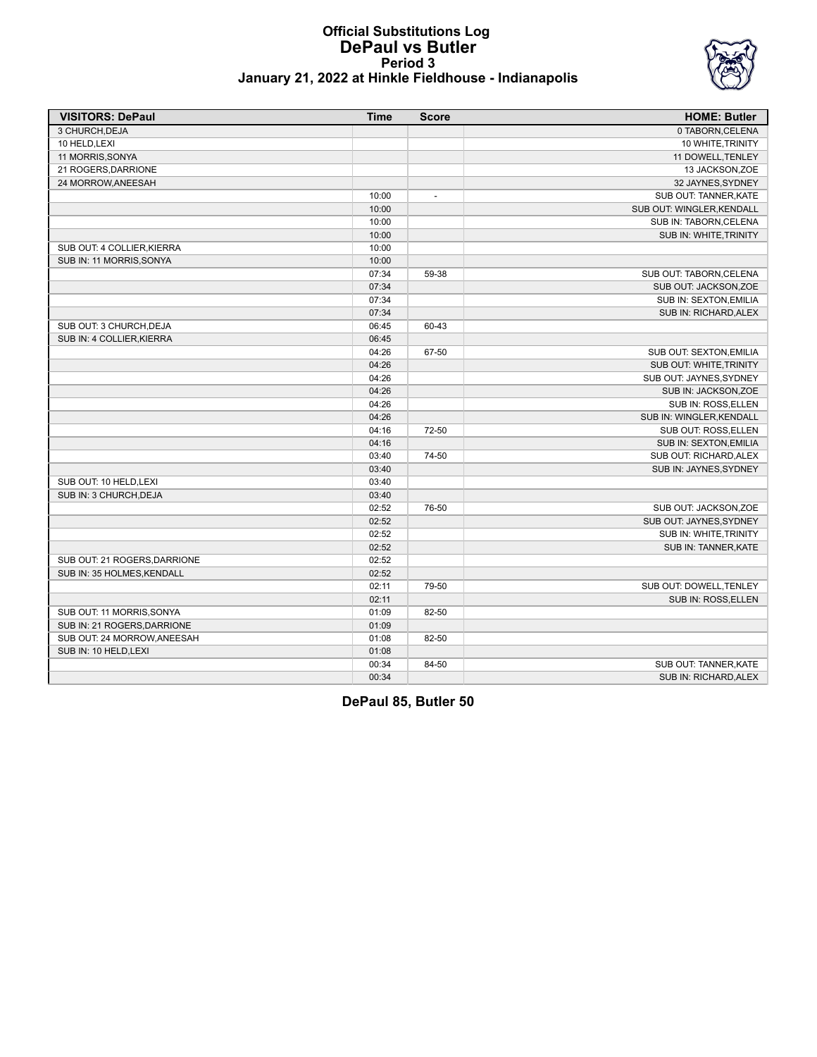# Official Substitutions Log
## DePaul vs Butler
### Period 3
### January 21, 2022 at Hinkle Fieldhouse - Indianapolis

| VISITORS: DePaul | Time | Score | HOME: Butler |
|---|---|---|---|
| 3 CHURCH,DEJA | | | 0 TABORN,CELENA |
| 10 HELD,LEXI | | | 10 WHITE,TRINITY |
| 11 MORRIS,SONYA | | | 11 DOWELL,TENLEY |
| 21 ROGERS,DARRIONE | | | 13 JACKSON,ZOE |
| 24 MORROW,ANEESAH | | | 32 JAYNES,SYDNEY |
| | 10:00 | - | SUB OUT: TANNER,KATE |
| | 10:00 | | SUB OUT: WINGLER,KENDALL |
| | 10:00 | | SUB IN: TABORN,CELENA |
| | 10:00 | | SUB IN: WHITE,TRINITY |
| SUB OUT: 4 COLLIER,KIERRA | 10:00 | | |
| SUB IN: 11 MORRIS,SONYA | 10:00 | | |
| | 07:34 | 59-38 | SUB OUT: TABORN,CELENA |
| | 07:34 | | SUB OUT: JACKSON,ZOE |
| | 07:34 | | SUB IN: SEXTON,EMILIA |
| | 07:34 | | SUB IN: RICHARD,ALEX |
| SUB OUT: 3 CHURCH,DEJA | 06:45 | 60-43 | |
| SUB IN: 4 COLLIER,KIERRA | 06:45 | | |
| | 04:26 | 67-50 | SUB OUT: SEXTON,EMILIA |
| | 04:26 | | SUB OUT: WHITE,TRINITY |
| | 04:26 | | SUB OUT: JAYNES,SYDNEY |
| | 04:26 | | SUB IN: JACKSON,ZOE |
| | 04:26 | | SUB IN: ROSS,ELLEN |
| | 04:26 | | SUB IN: WINGLER,KENDALL |
| | 04:16 | 72-50 | SUB OUT: ROSS,ELLEN |
| | 04:16 | | SUB IN: SEXTON,EMILIA |
| | 03:40 | 74-50 | SUB OUT: RICHARD,ALEX |
| | 03:40 | | SUB IN: JAYNES,SYDNEY |
| SUB OUT: 10 HELD,LEXI | 03:40 | | |
| SUB IN: 3 CHURCH,DEJA | 03:40 | | |
| | 02:52 | 76-50 | SUB OUT: JACKSON,ZOE |
| | 02:52 | | SUB OUT: JAYNES,SYDNEY |
| | 02:52 | | SUB IN: WHITE,TRINITY |
| | 02:52 | | SUB IN: TANNER,KATE |
| SUB OUT: 21 ROGERS,DARRIONE | 02:52 | | |
| SUB IN: 35 HOLMES,KENDALL | 02:52 | | |
| | 02:11 | 79-50 | SUB OUT: DOWELL,TENLEY |
| | 02:11 | | SUB IN: ROSS,ELLEN |
| SUB OUT: 11 MORRIS,SONYA | 01:09 | 82-50 | |
| SUB IN: 21 ROGERS,DARRIONE | 01:09 | | |
| SUB OUT: 24 MORROW,ANEESAH | 01:08 | 82-50 | |
| SUB IN: 10 HELD,LEXI | 01:08 | | |
| | 00:34 | 84-50 | SUB OUT: TANNER,KATE |
| | 00:34 | | SUB IN: RICHARD,ALEX |

**DePaul 85, Butler 50**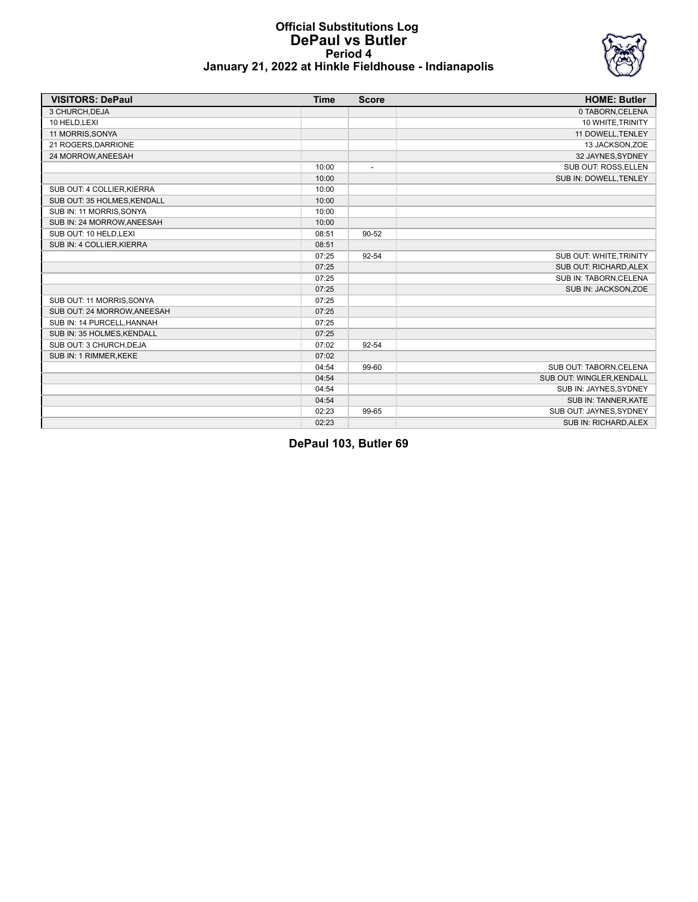# Official Substitutions Log
## DePaul vs Butler
### Period 4
### January 21, 2022 at Hinkle Fieldhouse - Indianapolis

| VISITORS: DePaul | Time | Score | HOME: Butler |
|---|---|---|---|
| 3 CHURCH,DEJA | | | 0 TABORN,CELENA |
| 10 HELD,LEXI | | | 10 WHITE,TRINITY |
| 11 MORRIS,SONYA | | | 11 DOWELL,TENLEY |
| 21 ROGERS,DARRIONE | | | 13 JACKSON,ZOE |
| 24 MORROW,ANEESAH | | | 32 JAYNES,SYDNEY |
| | 10:00 | - | SUB OUT: ROSS,ELLEN |
| | 10:00 | | SUB IN: DOWELL,TENLEY |
| SUB OUT: 4 COLLIER,KIERRA | 10:00 | | |
| SUB OUT: 35 HOLMES,KENDALL | 10:00 | | |
| SUB IN: 11 MORRIS,SONYA | 10:00 | | |
| SUB IN: 24 MORROW,ANEESAH | 10:00 | | |
| SUB OUT: 10 HELD,LEXI | 08:51 | 90-52 | |
| SUB IN: 4 COLLIER,KIERRA | 08:51 | | |
| | 07:25 | 92-54 | SUB OUT: WHITE,TRINITY |
| | 07:25 | | SUB OUT: RICHARD,ALEX |
| | 07:25 | | SUB IN: TABORN,CELENA |
| | 07:25 | | SUB IN: JACKSON,ZOE |
| SUB OUT: 11 MORRIS,SONYA | 07:25 | | |
| SUB OUT: 24 MORROW,ANEESAH | 07:25 | | |
| SUB IN: 14 PURCELL,HANNAH | 07:25 | | |
| SUB IN: 35 HOLMES,KENDALL | 07:25 | | |
| SUB OUT: 3 CHURCH,DEJA | 07:02 | 92-54 | |
| SUB IN: 1 RIMMER,KEKE | 07:02 | | |
| | 04:54 | 99-60 | SUB OUT: TABORN,CELENA |
| | 04:54 | | SUB OUT: WINGLER,KENDALL |
| | 04:54 | | SUB IN: JAYNES,SYDNEY |
| | 04:54 | | SUB IN: TANNER,KATE |
| | 02:23 | 99-65 | SUB OUT: JAYNES,SYDNEY |
| | 02:23 | | SUB IN: RICHARD,ALEX |

**DePaul 103, Butler 69**